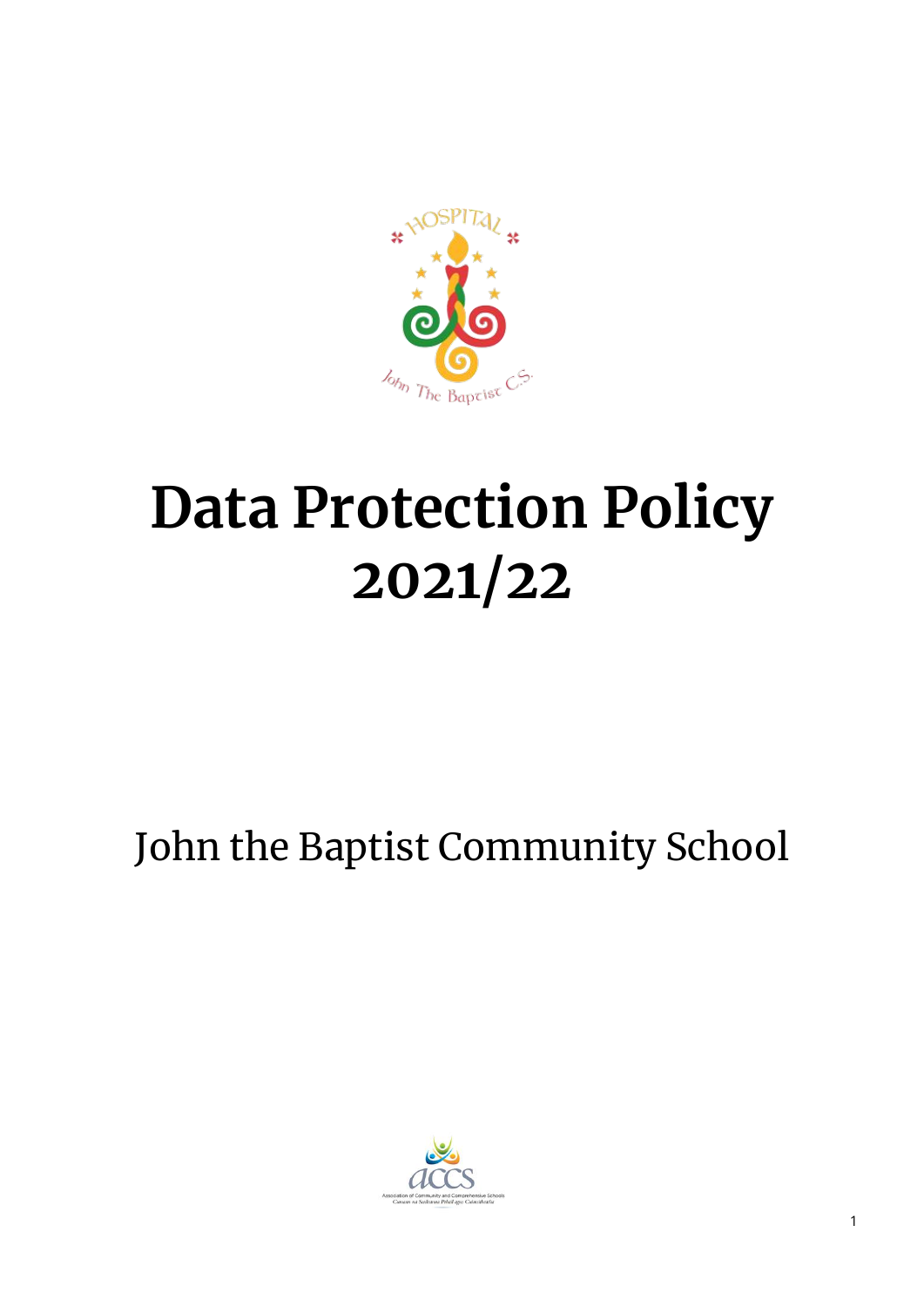# Data Protection Policy 2021/22

John the Baptist Community School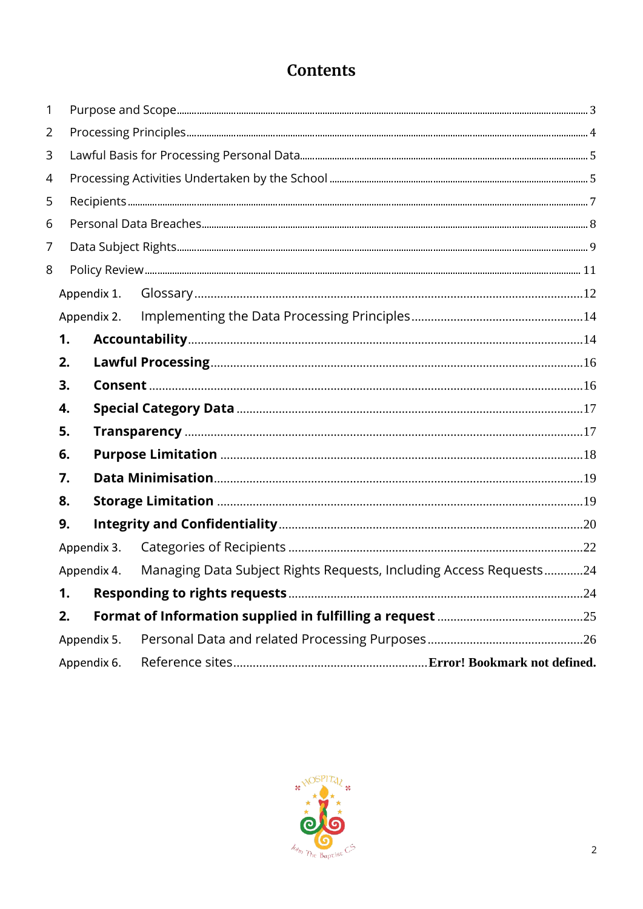# Contents

1 Purpose and Scope ..... 3
2 Processing Principles ..... 4
3 Lawful Basis for Processing Personal Data ..... 5
4 Processing Activities Undertaken by the School ..... 5
5 Recipients ..... 7
6 Personal Data Breaches ..... 8
7 Data Subject Rights ..... 9
8 Policy Review ..... 11

Appendix 1. Glossary ..... 12

Appendix 2. Implementing the Data Processing Principles ..... 14

**1. Accountability** ..... 14
**2. Lawful Processing** ..... 16
**3. Consent** ..... 16
**4. Special Category Data** ..... 17
**5. Transparency** ..... 17
**6. Purpose Limitation** ..... 18
**7. Data Minimisation** ..... 19
**8. Storage Limitation** ..... 19
**9. Integrity and Confidentiality** ..... 20

Appendix 3. Categories of Recipients ..... 22

Appendix 4. Managing Data Subject Rights Requests, Including Access Requests ..... 24

**1. Responding to rights requests** ..... 24
**2. Format of Information supplied in fulfilling a request** ..... 25

Appendix 5. Personal Data and related Processing Purposes ..... 26

Appendix 6. Reference sites ..... **Error! Bookmark not defined.**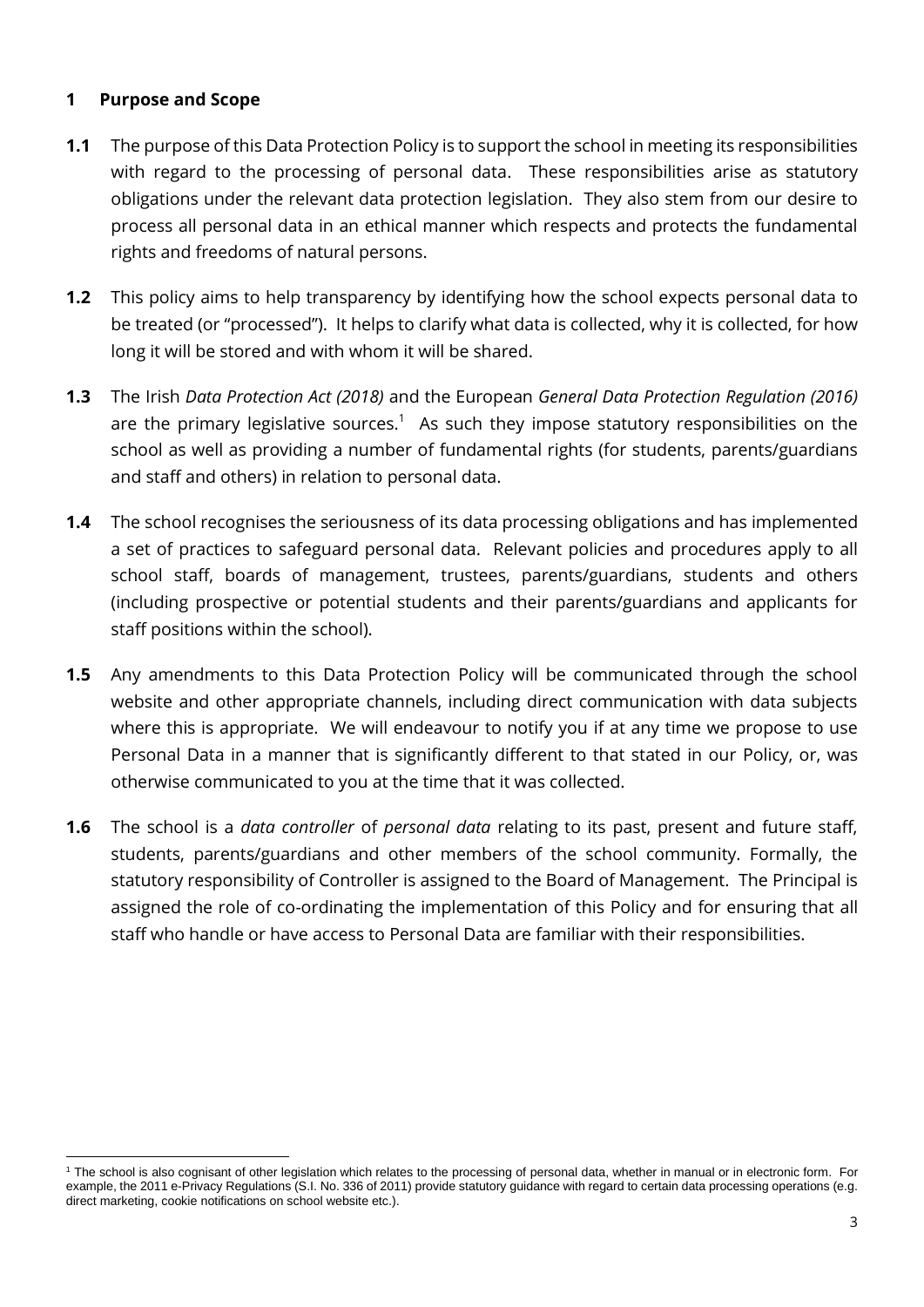## 1 Purpose and Scope

**1.1** The purpose of this Data Protection Policy is to support the school in meeting its responsibilities with regard to the processing of personal data. These responsibilities arise as statutory obligations under the relevant data protection legislation. They also stem from our desire to process all personal data in an ethical manner which respects and protects the fundamental rights and freedoms of natural persons.

**1.2** This policy aims to help transparency by identifying how the school expects personal data to be treated (or "processed"). It helps to clarify what data is collected, why it is collected, for how long it will be stored and with whom it will be shared.

**1.3** The Irish *Data Protection Act (2018)* and the European *General Data Protection Regulation (2016)* are the primary legislative sources.[1] As such they impose statutory responsibilities on the school as well as providing a number of fundamental rights (for students, parents/guardians and staff and others) in relation to personal data.

**1.4** The school recognises the seriousness of its data processing obligations and has implemented a set of practices to safeguard personal data. Relevant policies and procedures apply to all school staff, boards of management, trustees, parents/guardians, students and others (including prospective or potential students and their parents/guardians and applicants for staff positions within the school).

**1.5** Any amendments to this Data Protection Policy will be communicated through the school website and other appropriate channels, including direct communication with data subjects where this is appropriate. We will endeavour to notify you if at any time we propose to use Personal Data in a manner that is significantly different to that stated in our Policy, or, was otherwise communicated to you at the time that it was collected.

**1.6** The school is a *data controller* of *personal data* relating to its past, present and future staff, students, parents/guardians and other members of the school community. Formally, the statutory responsibility of Controller is assigned to the Board of Management. The Principal is assigned the role of co-ordinating the implementation of this Policy and for ensuring that all staff who handle or have access to Personal Data are familiar with their responsibilities.

---

[1] The school is also cognisant of other legislation which relates to the processing of personal data, whether in manual or in electronic form. For example, the 2011 e-Privacy Regulations (S.I. No. 336 of 2011) provide statutory guidance with regard to certain data processing operations (e.g. direct marketing, cookie notifications on school website etc.).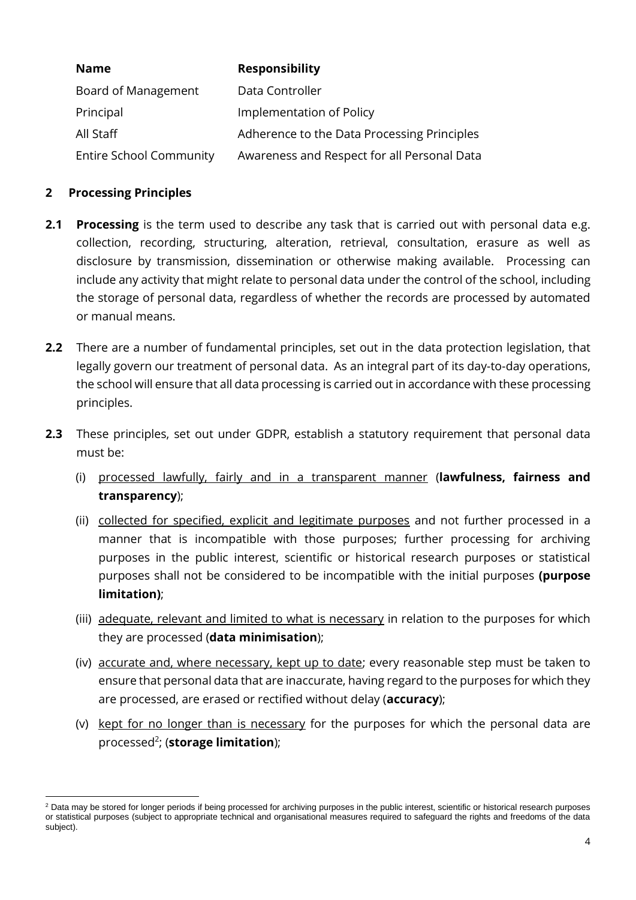| Name | Responsibility |
| --- | --- |
| Board of Management | Data Controller |
| Principal | Implementation of Policy |
| All Staff | Adherence to the Data Processing Principles |
| Entire School Community | Awareness and Respect for all Personal Data |

## 2 Processing Principles

**2.1** **Processing** is the term used to describe any task that is carried out with personal data e.g. collection, recording, structuring, alteration, retrieval, consultation, erasure as well as disclosure by transmission, dissemination or otherwise making available. Processing can include any activity that might relate to personal data under the control of the school, including the storage of personal data, regardless of whether the records are processed by automated or manual means.

**2.2** There are a number of fundamental principles, set out in the data protection legislation, that legally govern our treatment of personal data. As an integral part of its day-to-day operations, the school will ensure that all data processing is carried out in accordance with these processing principles.

**2.3** These principles, set out under GDPR, establish a statutory requirement that personal data must be:

(i) <u>processed lawfully, fairly and in a transparent manner</u> (**lawfulness, fairness and transparency**);

(ii) <u>collected for specified, explicit and legitimate purposes</u> and not further processed in a manner that is incompatible with those purposes; further processing for archiving purposes in the public interest, scientific or historical research purposes or statistical purposes shall not be considered to be incompatible with the initial purposes **(purpose limitation)**;

(iii) <u>adequate, relevant and limited to what is necessary</u> in relation to the purposes for which they are processed (**data minimisation**);

(iv) <u>accurate and, where necessary, kept up to date</u>; every reasonable step must be taken to ensure that personal data that are inaccurate, having regard to the purposes for which they are processed, are erased or rectified without delay (**accuracy**);

(v) <u>kept for no longer than is necessary</u> for the purposes for which the personal data are processed[2]; (**storage limitation**);

---

[2] Data may be stored for longer periods if being processed for archiving purposes in the public interest, scientific or historical research purposes or statistical purposes (subject to appropriate technical and organisational measures required to safeguard the rights and freedoms of the data subject).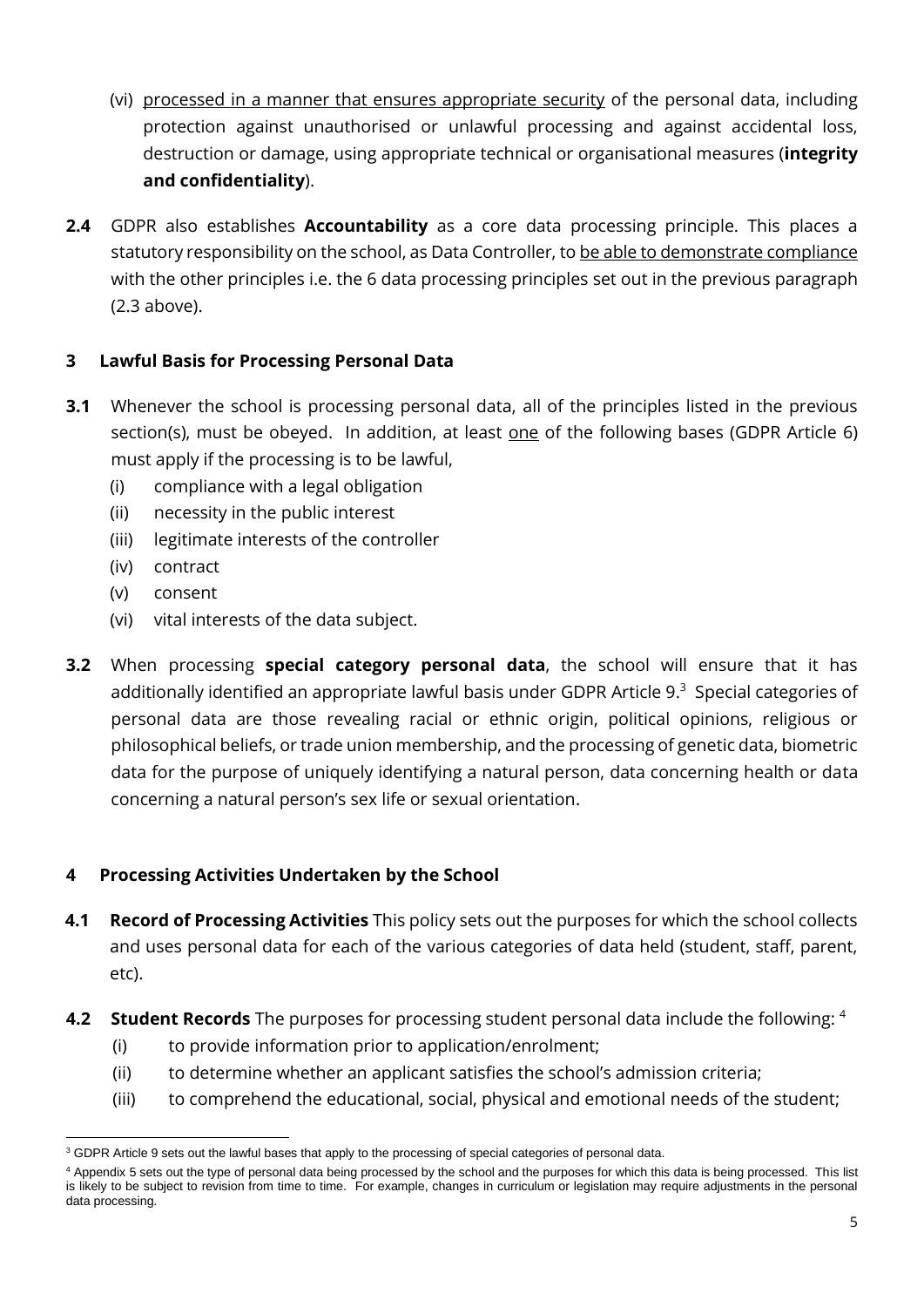(vi) <u>processed in a manner that ensures appropriate security</u> of the personal data, including protection against unauthorised or unlawful processing and against accidental loss, destruction or damage, using appropriate technical or organisational measures (**integrity and confidentiality**).

**2.4** GDPR also establishes **Accountability** as a core data processing principle. This places a statutory responsibility on the school, as Data Controller, to <u>be able to demonstrate compliance</u> with the other principles i.e. the 6 data processing principles set out in the previous paragraph (2.3 above).

## 3 Lawful Basis for Processing Personal Data

**3.1** Whenever the school is processing personal data, all of the principles listed in the previous section(s), must be obeyed. In addition, at least <u>one</u> of the following bases (GDPR Article 6) must apply if the processing is to be lawful,

- (i) compliance with a legal obligation
- (ii) necessity in the public interest
- (iii) legitimate interests of the controller
- (iv) contract
- (v) consent
- (vi) vital interests of the data subject.

**3.2** When processing **special category personal data**, the school will ensure that it has additionally identified an appropriate lawful basis under GDPR Article 9.[3] Special categories of personal data are those revealing racial or ethnic origin, political opinions, religious or philosophical beliefs, or trade union membership, and the processing of genetic data, biometric data for the purpose of uniquely identifying a natural person, data concerning health or data concerning a natural person's sex life or sexual orientation.

## 4 Processing Activities Undertaken by the School

**4.1** **Record of Processing Activities** This policy sets out the purposes for which the school collects and uses personal data for each of the various categories of data held (student, staff, parent, etc).

**4.2** **Student Records** The purposes for processing student personal data include the following: [4]

- (i) to provide information prior to application/enrolment;
- (ii) to determine whether an applicant satisfies the school's admission criteria;
- (iii) to comprehend the educational, social, physical and emotional needs of the student;

[3] GDPR Article 9 sets out the lawful bases that apply to the processing of special categories of personal data.

[4] Appendix 5 sets out the type of personal data being processed by the school and the purposes for which this data is being processed. This list is likely to be subject to revision from time to time. For example, changes in curriculum or legislation may require adjustments in the personal data processing.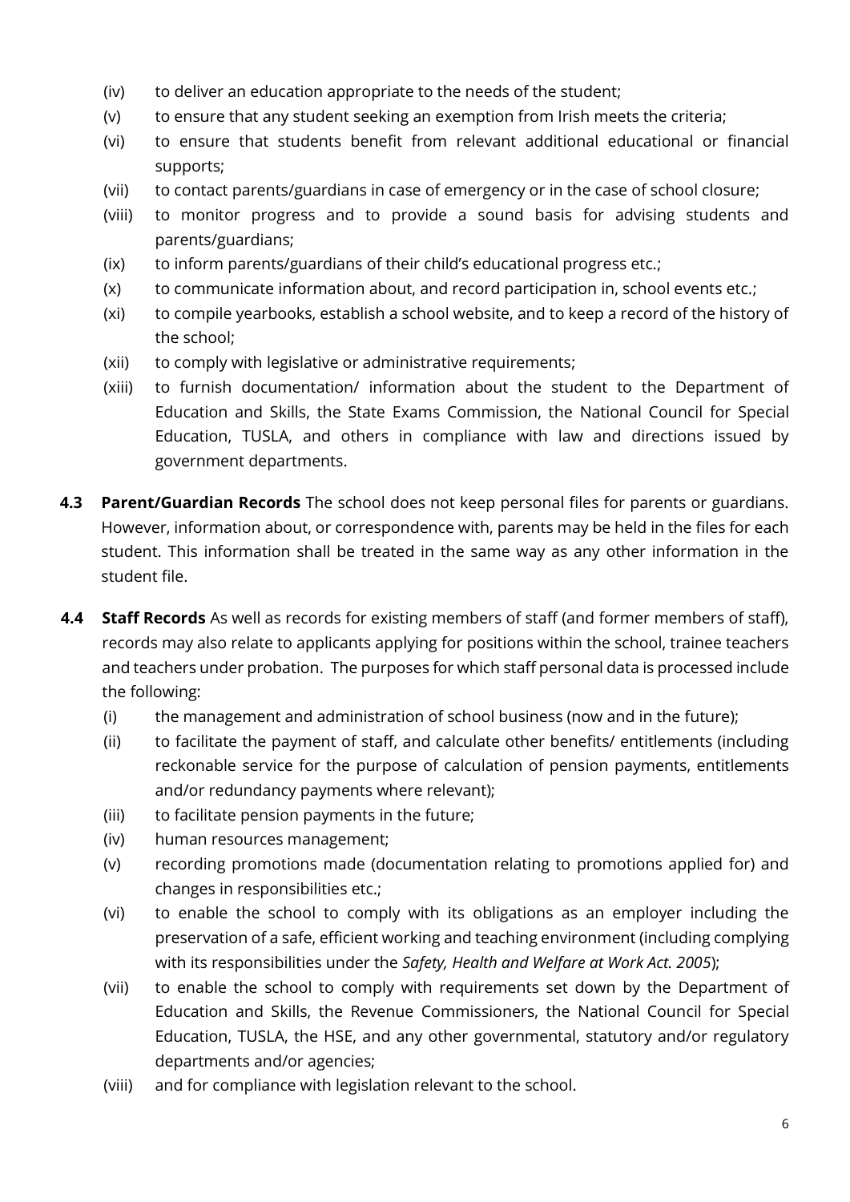(iv) to deliver an education appropriate to the needs of the student;

(v) to ensure that any student seeking an exemption from Irish meets the criteria;

(vi) to ensure that students benefit from relevant additional educational or financial supports;

(vii) to contact parents/guardians in case of emergency or in the case of school closure;

(viii) to monitor progress and to provide a sound basis for advising students and parents/guardians;

(ix) to inform parents/guardians of their child's educational progress etc.;

(x) to communicate information about, and record participation in, school events etc.;

(xi) to compile yearbooks, establish a school website, and to keep a record of the history of the school;

(xii) to comply with legislative or administrative requirements;

(xiii) to furnish documentation/ information about the student to the Department of Education and Skills, the State Exams Commission, the National Council for Special Education, TUSLA, and others in compliance with law and directions issued by government departments.

**4.3 Parent/Guardian Records** The school does not keep personal files for parents or guardians. However, information about, or correspondence with, parents may be held in the files for each student. This information shall be treated in the same way as any other information in the student file.

**4.4 Staff Records** As well as records for existing members of staff (and former members of staff), records may also relate to applicants applying for positions within the school, trainee teachers and teachers under probation. The purposes for which staff personal data is processed include the following:

(i) the management and administration of school business (now and in the future);

(ii) to facilitate the payment of staff, and calculate other benefits/ entitlements (including reckonable service for the purpose of calculation of pension payments, entitlements and/or redundancy payments where relevant);

(iii) to facilitate pension payments in the future;

(iv) human resources management;

(v) recording promotions made (documentation relating to promotions applied for) and changes in responsibilities etc.;

(vi) to enable the school to comply with its obligations as an employer including the preservation of a safe, efficient working and teaching environment (including complying with its responsibilities under the *Safety, Health and Welfare at Work Act. 2005*);

(vii) to enable the school to comply with requirements set down by the Department of Education and Skills, the Revenue Commissioners, the National Council for Special Education, TUSLA, the HSE, and any other governmental, statutory and/or regulatory departments and/or agencies;

(viii) and for compliance with legislation relevant to the school.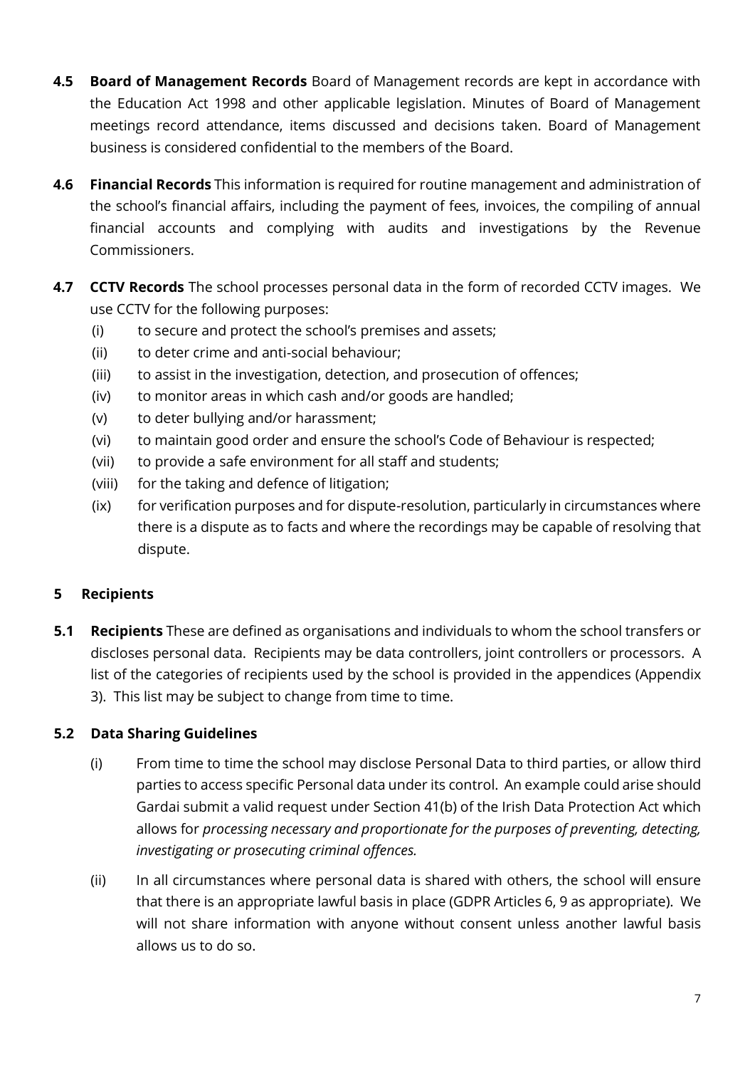**4.5 Board of Management Records** Board of Management records are kept in accordance with the Education Act 1998 and other applicable legislation. Minutes of Board of Management meetings record attendance, items discussed and decisions taken. Board of Management business is considered confidential to the members of the Board.

**4.6 Financial Records** This information is required for routine management and administration of the school's financial affairs, including the payment of fees, invoices, the compiling of annual financial accounts and complying with audits and investigations by the Revenue Commissioners.

**4.7 CCTV Records** The school processes personal data in the form of recorded CCTV images. We use CCTV for the following purposes:

(i) to secure and protect the school's premises and assets;
(ii) to deter crime and anti-social behaviour;
(iii) to assist in the investigation, detection, and prosecution of offences;
(iv) to monitor areas in which cash and/or goods are handled;
(v) to deter bullying and/or harassment;
(vi) to maintain good order and ensure the school's Code of Behaviour is respected;
(vii) to provide a safe environment for all staff and students;
(viii) for the taking and defence of litigation;
(ix) for verification purposes and for dispute-resolution, particularly in circumstances where there is a dispute as to facts and where the recordings may be capable of resolving that dispute.

## 5 Recipients

**5.1 Recipients** These are defined as organisations and individuals to whom the school transfers or discloses personal data. Recipients may be data controllers, joint controllers or processors. A list of the categories of recipients used by the school is provided in the appendices (Appendix 3). This list may be subject to change from time to time.

**5.2 Data Sharing Guidelines**

(i) From time to time the school may disclose Personal Data to third parties, or allow third parties to access specific Personal data under its control. An example could arise should Gardai submit a valid request under Section 41(b) of the Irish Data Protection Act which allows for *processing necessary and proportionate for the purposes of preventing, detecting, investigating or prosecuting criminal offences.*

(ii) In all circumstances where personal data is shared with others, the school will ensure that there is an appropriate lawful basis in place (GDPR Articles 6, 9 as appropriate). We will not share information with anyone without consent unless another lawful basis allows us to do so.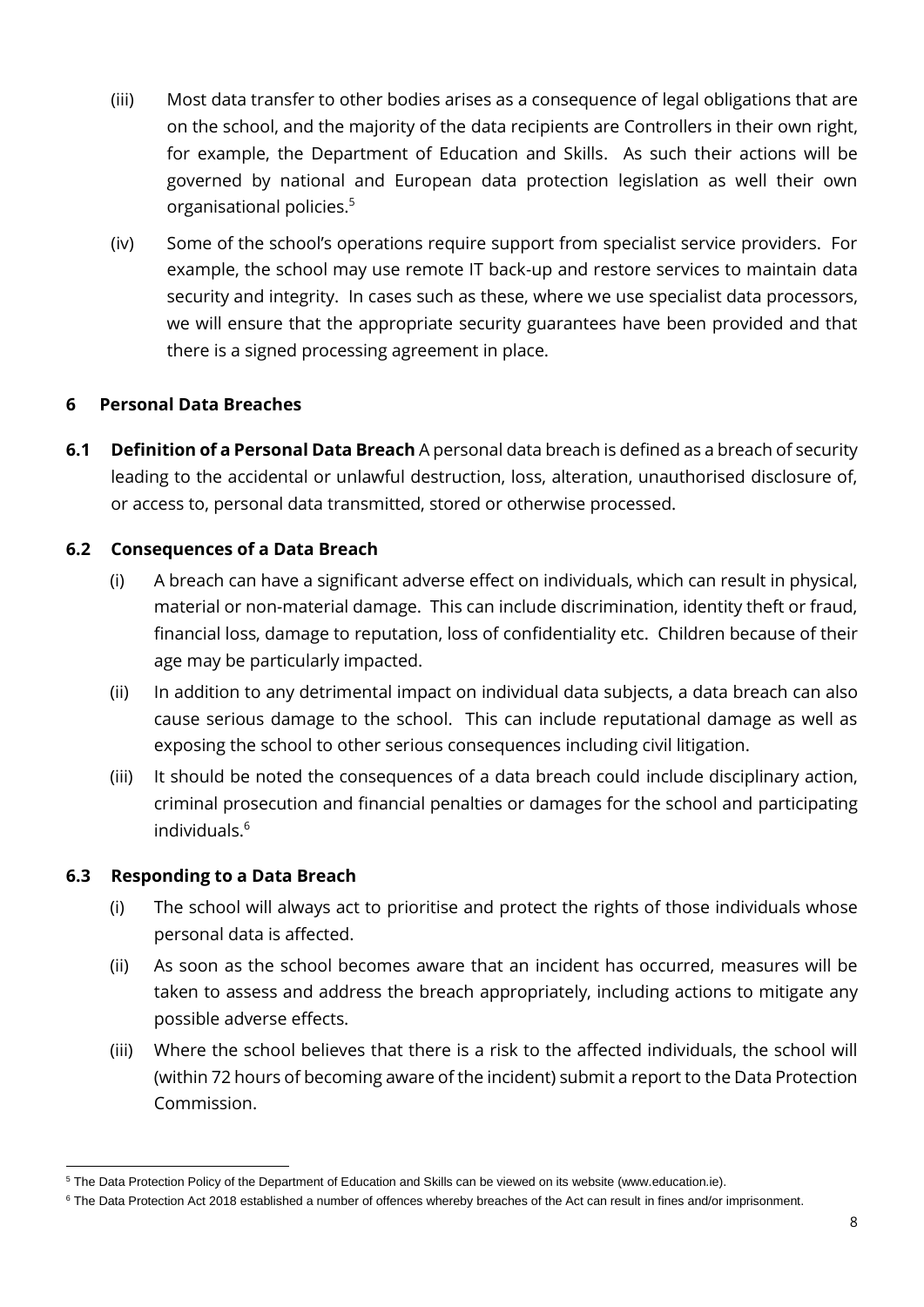(iii) Most data transfer to other bodies arises as a consequence of legal obligations that are on the school, and the majority of the data recipients are Controllers in their own right, for example, the Department of Education and Skills. As such their actions will be governed by national and European data protection legislation as well their own organisational policies.[5]

(iv) Some of the school's operations require support from specialist service providers. For example, the school may use remote IT back-up and restore services to maintain data security and integrity. In cases such as these, where we use specialist data processors, we will ensure that the appropriate security guarantees have been provided and that there is a signed processing agreement in place.

## 6 Personal Data Breaches

**6.1 Definition of a Personal Data Breach** A personal data breach is defined as a breach of security leading to the accidental or unlawful destruction, loss, alteration, unauthorised disclosure of, or access to, personal data transmitted, stored or otherwise processed.

### 6.2 Consequences of a Data Breach

(i) A breach can have a significant adverse effect on individuals, which can result in physical, material or non-material damage. This can include discrimination, identity theft or fraud, financial loss, damage to reputation, loss of confidentiality etc. Children because of their age may be particularly impacted.

(ii) In addition to any detrimental impact on individual data subjects, a data breach can also cause serious damage to the school. This can include reputational damage as well as exposing the school to other serious consequences including civil litigation.

(iii) It should be noted the consequences of a data breach could include disciplinary action, criminal prosecution and financial penalties or damages for the school and participating individuals.[6]

### 6.3 Responding to a Data Breach

(i) The school will always act to prioritise and protect the rights of those individuals whose personal data is affected.

(ii) As soon as the school becomes aware that an incident has occurred, measures will be taken to assess and address the breach appropriately, including actions to mitigate any possible adverse effects.

(iii) Where the school believes that there is a risk to the affected individuals, the school will (within 72 hours of becoming aware of the incident) submit a report to the Data Protection Commission.

---

[5] The Data Protection Policy of the Department of Education and Skills can be viewed on its website (www.education.ie).

[6] The Data Protection Act 2018 established a number of offences whereby breaches of the Act can result in fines and/or imprisonment.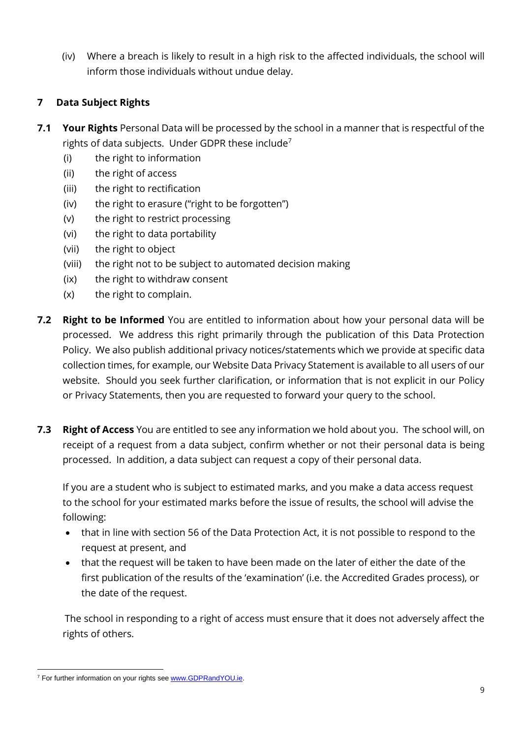(iv) Where a breach is likely to result in a high risk to the affected individuals, the school will inform those individuals without undue delay.

## 7 Data Subject Rights

**7.1 Your Rights** Personal Data will be processed by the school in a manner that is respectful of the rights of data subjects. Under GDPR these include[7]

- (i) the right to information
- (ii) the right of access
- (iii) the right to rectification
- (iv) the right to erasure ("right to be forgotten")
- (v) the right to restrict processing
- (vi) the right to data portability
- (vii) the right to object
- (viii) the right not to be subject to automated decision making
- (ix) the right to withdraw consent
- (x) the right to complain.

**7.2 Right to be Informed** You are entitled to information about how your personal data will be processed. We address this right primarily through the publication of this Data Protection Policy. We also publish additional privacy notices/statements which we provide at specific data collection times, for example, our Website Data Privacy Statement is available to all users of our website. Should you seek further clarification, or information that is not explicit in our Policy or Privacy Statements, then you are requested to forward your query to the school.

**7.3 Right of Access** You are entitled to see any information we hold about you. The school will, on receipt of a request from a data subject, confirm whether or not their personal data is being processed. In addition, a data subject can request a copy of their personal data.

If you are a student who is subject to estimated marks, and you make a data access request to the school for your estimated marks before the issue of results, the school will advise the following:

- that in line with section 56 of the Data Protection Act, it is not possible to respond to the request at present, and
- that the request will be taken to have been made on the later of either the date of the first publication of the results of the 'examination' (i.e. the Accredited Grades process), or the date of the request.

The school in responding to a right of access must ensure that it does not adversely affect the rights of others.

---

[7] For further information on your rights see www.GDPRandYOU.ie.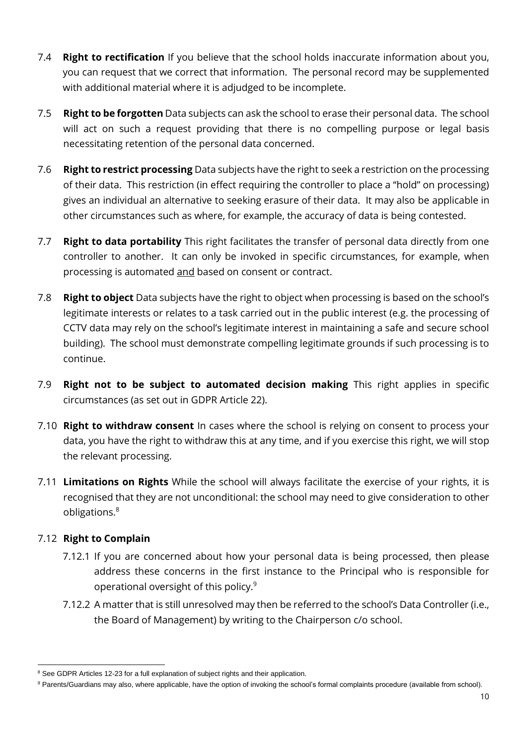7.4 **Right to rectification** If you believe that the school holds inaccurate information about you, you can request that we correct that information. The personal record may be supplemented with additional material where it is adjudged to be incomplete.

7.5 **Right to be forgotten** Data subjects can ask the school to erase their personal data. The school will act on such a request providing that there is no compelling purpose or legal basis necessitating retention of the personal data concerned.

7.6 **Right to restrict processing** Data subjects have the right to seek a restriction on the processing of their data. This restriction (in effect requiring the controller to place a "hold" on processing) gives an individual an alternative to seeking erasure of their data. It may also be applicable in other circumstances such as where, for example, the accuracy of data is being contested.

7.7 **Right to data portability** This right facilitates the transfer of personal data directly from one controller to another. It can only be invoked in specific circumstances, for example, when processing is automated <u>and</u> based on consent or contract.

7.8 **Right to object** Data subjects have the right to object when processing is based on the school's legitimate interests or relates to a task carried out in the public interest (e.g. the processing of CCTV data may rely on the school's legitimate interest in maintaining a safe and secure school building). The school must demonstrate compelling legitimate grounds if such processing is to continue.

7.9 **Right not to be subject to automated decision making** This right applies in specific circumstances (as set out in GDPR Article 22).

7.10 **Right to withdraw consent** In cases where the school is relying on consent to process your data, you have the right to withdraw this at any time, and if you exercise this right, we will stop the relevant processing.

7.11 **Limitations on Rights** While the school will always facilitate the exercise of your rights, it is recognised that they are not unconditional: the school may need to give consideration to other obligations.[8]

7.12 **Right to Complain**

7.12.1 If you are concerned about how your personal data is being processed, then please address these concerns in the first instance to the Principal who is responsible for operational oversight of this policy.[9]

7.12.2 A matter that is still unresolved may then be referred to the school's Data Controller (i.e., the Board of Management) by writing to the Chairperson c/o school.

---

[8] See GDPR Articles 12-23 for a full explanation of subject rights and their application.

[9] Parents/Guardians may also, where applicable, have the option of invoking the school's formal complaints procedure (available from school).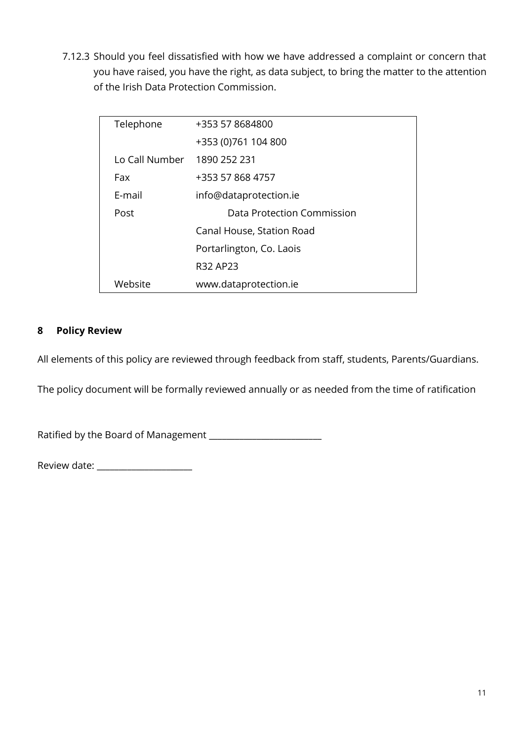7.12.3 Should you feel dissatisfied with how we have addressed a complaint or concern that you have raised, you have the right, as data subject, to bring the matter to the attention of the Irish Data Protection Commission.

| | |
|---|---|
| Telephone | +353 57 8684800 |
| | +353 (0)761 104 800 |
| Lo Call Number | 1890 252 231 |
| Fax | +353 57 868 4757 |
| E-mail | info@dataprotection.ie |
| Post | Data Protection Commission |
| | Canal House, Station Road |
| | Portarlington, Co. Laois |
| | R32 AP23 |
| Website | www.dataprotection.ie |

## 8 Policy Review

All elements of this policy are reviewed through feedback from staff, students, Parents/Guardians.

The policy document will be formally reviewed annually or as needed from the time of ratification

Ratified by the Board of Management ________________________

Review date: ____________________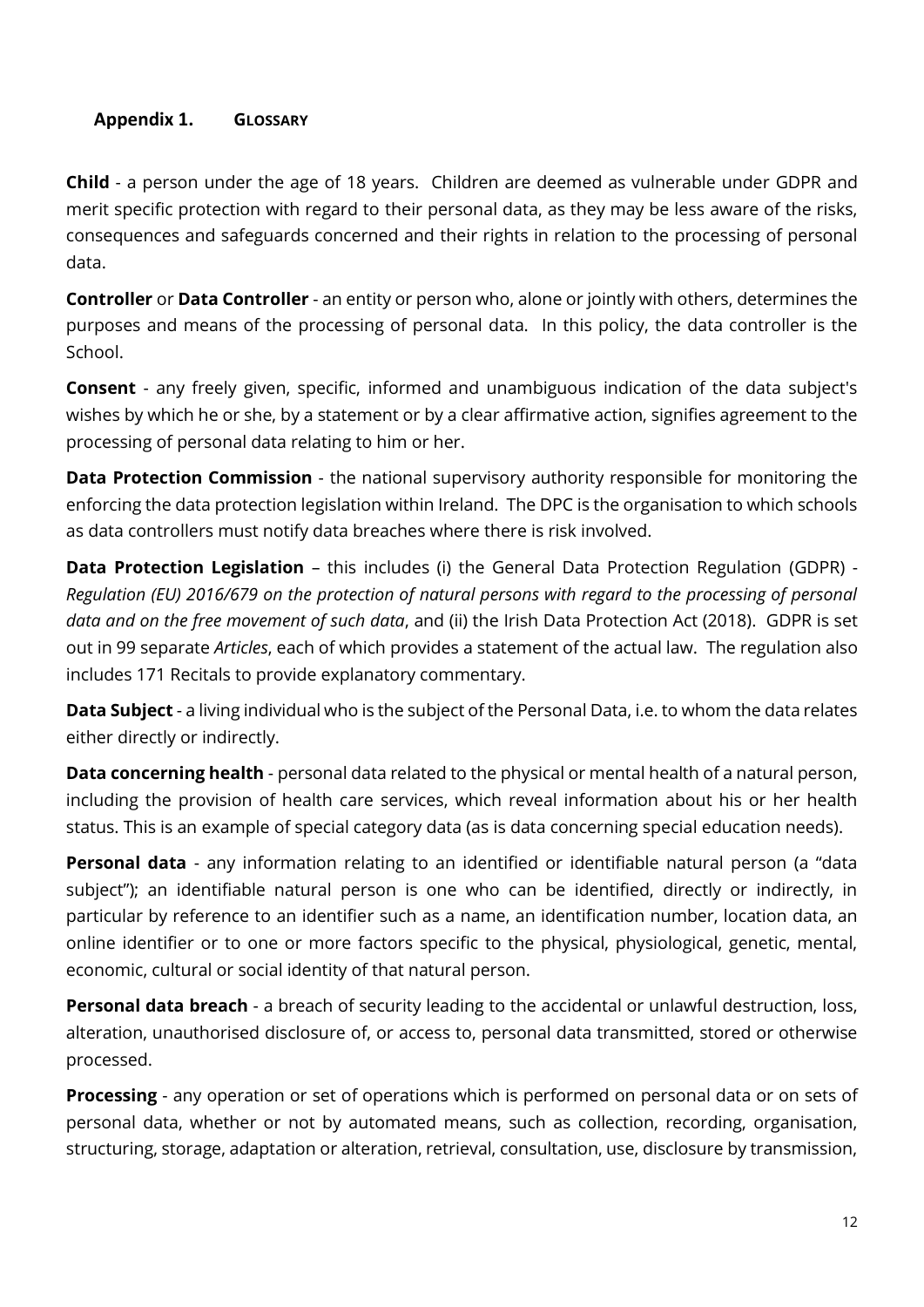## Appendix 1. GLOSSARY

**Child** - a person under the age of 18 years. Children are deemed as vulnerable under GDPR and merit specific protection with regard to their personal data, as they may be less aware of the risks, consequences and safeguards concerned and their rights in relation to the processing of personal data.

**Controller** or **Data Controller** - an entity or person who, alone or jointly with others, determines the purposes and means of the processing of personal data. In this policy, the data controller is the School.

**Consent** - any freely given, specific, informed and unambiguous indication of the data subject's wishes by which he or she, by a statement or by a clear affirmative action, signifies agreement to the processing of personal data relating to him or her.

**Data Protection Commission** - the national supervisory authority responsible for monitoring the enforcing the data protection legislation within Ireland. The DPC is the organisation to which schools as data controllers must notify data breaches where there is risk involved.

**Data Protection Legislation** – this includes (i) the General Data Protection Regulation (GDPR) - *Regulation (EU) 2016/679 on the protection of natural persons with regard to the processing of personal data and on the free movement of such data*, and (ii) the Irish Data Protection Act (2018). GDPR is set out in 99 separate *Articles*, each of which provides a statement of the actual law. The regulation also includes 171 Recitals to provide explanatory commentary.

**Data Subject** - a living individual who is the subject of the Personal Data, i.e. to whom the data relates either directly or indirectly.

**Data concerning health** - personal data related to the physical or mental health of a natural person, including the provision of health care services, which reveal information about his or her health status. This is an example of special category data (as is data concerning special education needs).

**Personal data** - any information relating to an identified or identifiable natural person (a "data subject"); an identifiable natural person is one who can be identified, directly or indirectly, in particular by reference to an identifier such as a name, an identification number, location data, an online identifier or to one or more factors specific to the physical, physiological, genetic, mental, economic, cultural or social identity of that natural person.

**Personal data breach** - a breach of security leading to the accidental or unlawful destruction, loss, alteration, unauthorised disclosure of, or access to, personal data transmitted, stored or otherwise processed.

**Processing** - any operation or set of operations which is performed on personal data or on sets of personal data, whether or not by automated means, such as collection, recording, organisation, structuring, storage, adaptation or alteration, retrieval, consultation, use, disclosure by transmission,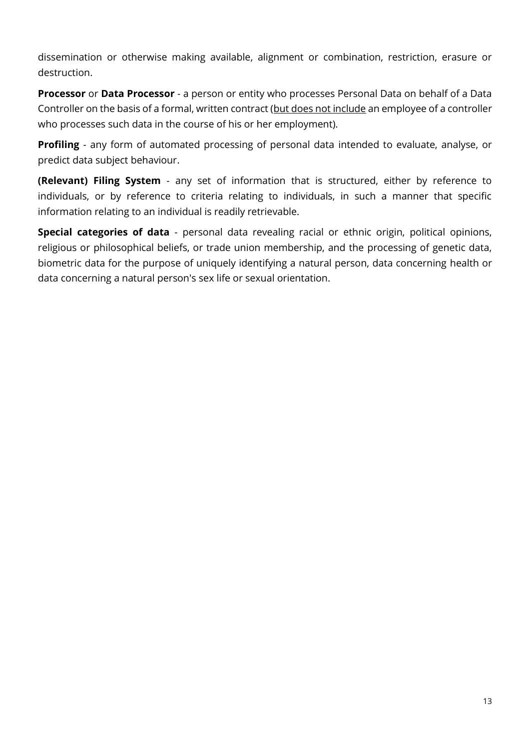dissemination or otherwise making available, alignment or combination, restriction, erasure or destruction.

**Processor** or **Data Processor** - a person or entity who processes Personal Data on behalf of a Data Controller on the basis of a formal, written contract (<u>but does not include</u> an employee of a controller who processes such data in the course of his or her employment).

**Profiling** - any form of automated processing of personal data intended to evaluate, analyse, or predict data subject behaviour.

**(Relevant) Filing System** - any set of information that is structured, either by reference to individuals, or by reference to criteria relating to individuals, in such a manner that specific information relating to an individual is readily retrievable.

**Special categories of data** - personal data revealing racial or ethnic origin, political opinions, religious or philosophical beliefs, or trade union membership, and the processing of genetic data, biometric data for the purpose of uniquely identifying a natural person, data concerning health or data concerning a natural person's sex life or sexual orientation.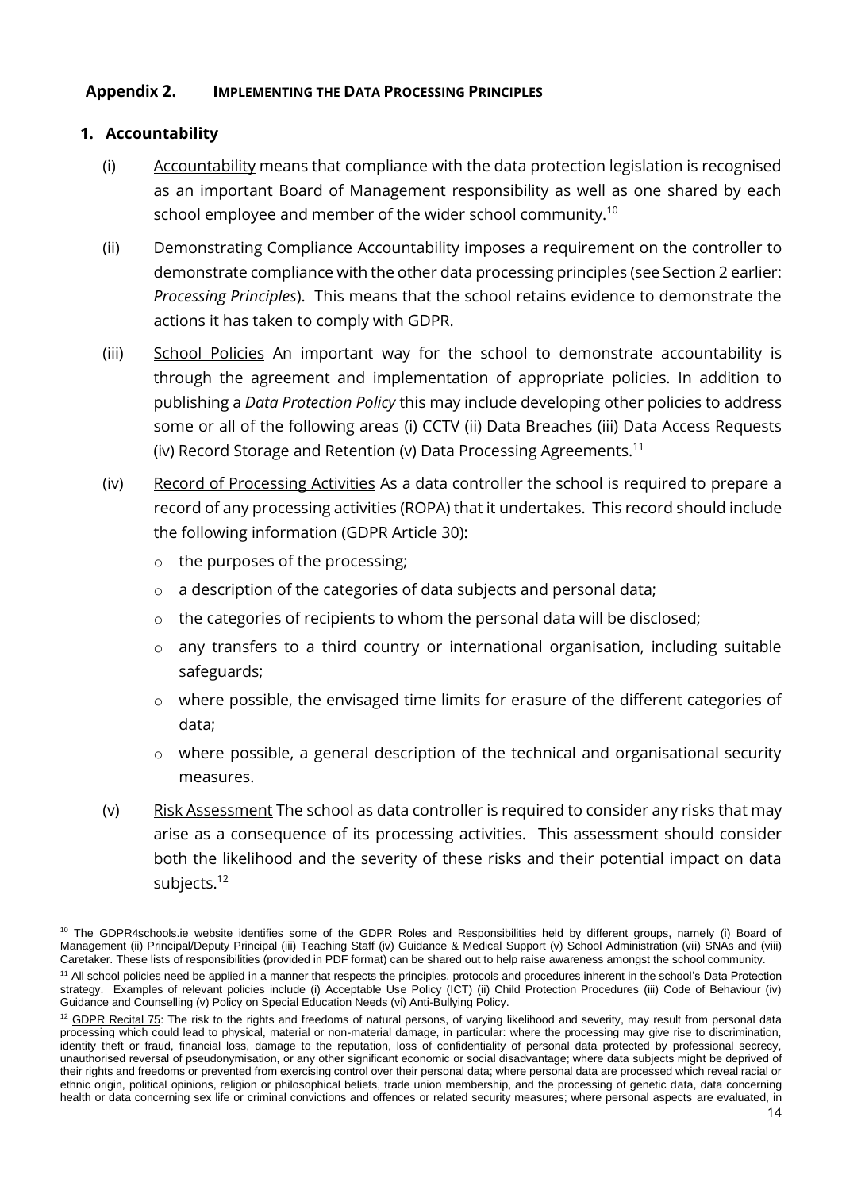## Appendix 2. IMPLEMENTING THE DATA PROCESSING PRINCIPLES

### 1. Accountability

(i) Accountability means that compliance with the data protection legislation is recognised as an important Board of Management responsibility as well as one shared by each school employee and member of the wider school community.[10]

(ii) Demonstrating Compliance Accountability imposes a requirement on the controller to demonstrate compliance with the other data processing principles (see Section 2 earlier: *Processing Principles*). This means that the school retains evidence to demonstrate the actions it has taken to comply with GDPR.

(iii) School Policies An important way for the school to demonstrate accountability is through the agreement and implementation of appropriate policies. In addition to publishing a *Data Protection Policy* this may include developing other policies to address some or all of the following areas (i) CCTV (ii) Data Breaches (iii) Data Access Requests (iv) Record Storage and Retention (v) Data Processing Agreements.[11]

(iv) Record of Processing Activities As a data controller the school is required to prepare a record of any processing activities (ROPA) that it undertakes. This record should include the following information (GDPR Article 30):

- the purposes of the processing;
- a description of the categories of data subjects and personal data;
- the categories of recipients to whom the personal data will be disclosed;
- any transfers to a third country or international organisation, including suitable safeguards;
- where possible, the envisaged time limits for erasure of the different categories of data;
- where possible, a general description of the technical and organisational security measures.

(v) Risk Assessment The school as data controller is required to consider any risks that may arise as a consequence of its processing activities. This assessment should consider both the likelihood and the severity of these risks and their potential impact on data subjects.[12]

---

[10] The GDPR4schools.ie website identifies some of the GDPR Roles and Responsibilities held by different groups, namely (i) Board of Management (ii) Principal/Deputy Principal (iii) Teaching Staff (iv) Guidance & Medical Support (v) School Administration (vii) SNAs and (viii) Caretaker. These lists of responsibilities (provided in PDF format) can be shared out to help raise awareness amongst the school community.

[11] All school policies need be applied in a manner that respects the principles, protocols and procedures inherent in the school's Data Protection strategy. Examples of relevant policies include (i) Acceptable Use Policy (ICT) (ii) Child Protection Procedures (iii) Code of Behaviour (iv) Guidance and Counselling (v) Policy on Special Education Needs (vi) Anti-Bullying Policy.

[12] GDPR Recital 75: The risk to the rights and freedoms of natural persons, of varying likelihood and severity, may result from personal data processing which could lead to physical, material or non-material damage, in particular: where the processing may give rise to discrimination, identity theft or fraud, financial loss, damage to the reputation, loss of confidentiality of personal data protected by professional secrecy, unauthorised reversal of pseudonymisation, or any other significant economic or social disadvantage; where data subjects might be deprived of their rights and freedoms or prevented from exercising control over their personal data; where personal data are processed which reveal racial or ethnic origin, political opinions, religion or philosophical beliefs, trade union membership, and the processing of genetic data, data concerning health or data concerning sex life or criminal convictions and offences or related security measures; where personal aspects are evaluated, in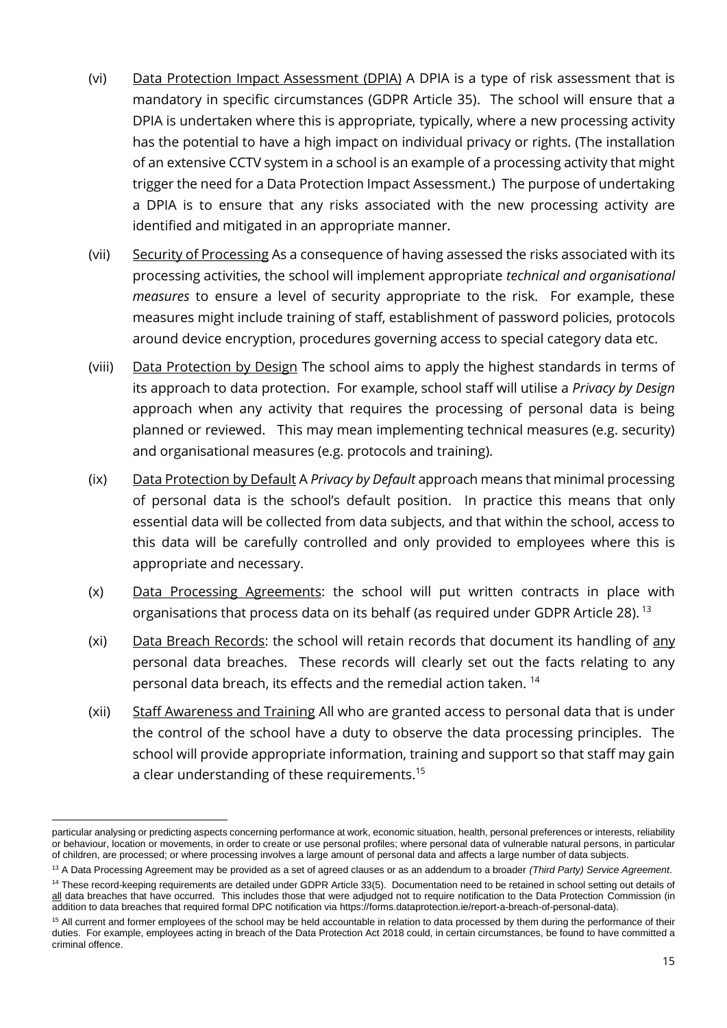(vi) Data Protection Impact Assessment (DPIA) A DPIA is a type of risk assessment that is mandatory in specific circumstances (GDPR Article 35). The school will ensure that a DPIA is undertaken where this is appropriate, typically, where a new processing activity has the potential to have a high impact on individual privacy or rights. (The installation of an extensive CCTV system in a school is an example of a processing activity that might trigger the need for a Data Protection Impact Assessment.) The purpose of undertaking a DPIA is to ensure that any risks associated with the new processing activity are identified and mitigated in an appropriate manner.

(vii) Security of Processing As a consequence of having assessed the risks associated with its processing activities, the school will implement appropriate *technical and organisational measures* to ensure a level of security appropriate to the risk. For example, these measures might include training of staff, establishment of password policies, protocols around device encryption, procedures governing access to special category data etc.

(viii) Data Protection by Design The school aims to apply the highest standards in terms of its approach to data protection. For example, school staff will utilise a *Privacy by Design* approach when any activity that requires the processing of personal data is being planned or reviewed. This may mean implementing technical measures (e.g. security) and organisational measures (e.g. protocols and training).

(ix) Data Protection by Default A *Privacy by Default* approach means that minimal processing of personal data is the school's default position. In practice this means that only essential data will be collected from data subjects, and that within the school, access to this data will be carefully controlled and only provided to employees where this is appropriate and necessary.

(x) Data Processing Agreements: the school will put written contracts in place with organisations that process data on its behalf (as required under GDPR Article 28). [13]

(xi) Data Breach Records: the school will retain records that document its handling of any personal data breaches. These records will clearly set out the facts relating to any personal data breach, its effects and the remedial action taken. [14]

(xii) Staff Awareness and Training All who are granted access to personal data that is under the control of the school have a duty to observe the data processing principles. The school will provide appropriate information, training and support so that staff may gain a clear understanding of these requirements.[15]

---

particular analysing or predicting aspects concerning performance at work, economic situation, health, personal preferences or interests, reliability or behaviour, location or movements, in order to create or use personal profiles; where personal data of vulnerable natural persons, in particular of children, are processed; or where processing involves a large amount of personal data and affects a large number of data subjects.

[13] A Data Processing Agreement may be provided as a set of agreed clauses or as an addendum to a broader *(Third Party) Service Agreement*.

[14] These record-keeping requirements are detailed under GDPR Article 33(5). Documentation need to be retained in school setting out details of all data breaches that have occurred. This includes those that were adjudged not to require notification to the Data Protection Commission (in addition to data breaches that required formal DPC notification via https://forms.dataprotection.ie/report-a-breach-of-personal-data).

[15] All current and former employees of the school may be held accountable in relation to data processed by them during the performance of their duties. For example, employees acting in breach of the Data Protection Act 2018 could, in certain circumstances, be found to have committed a criminal offence.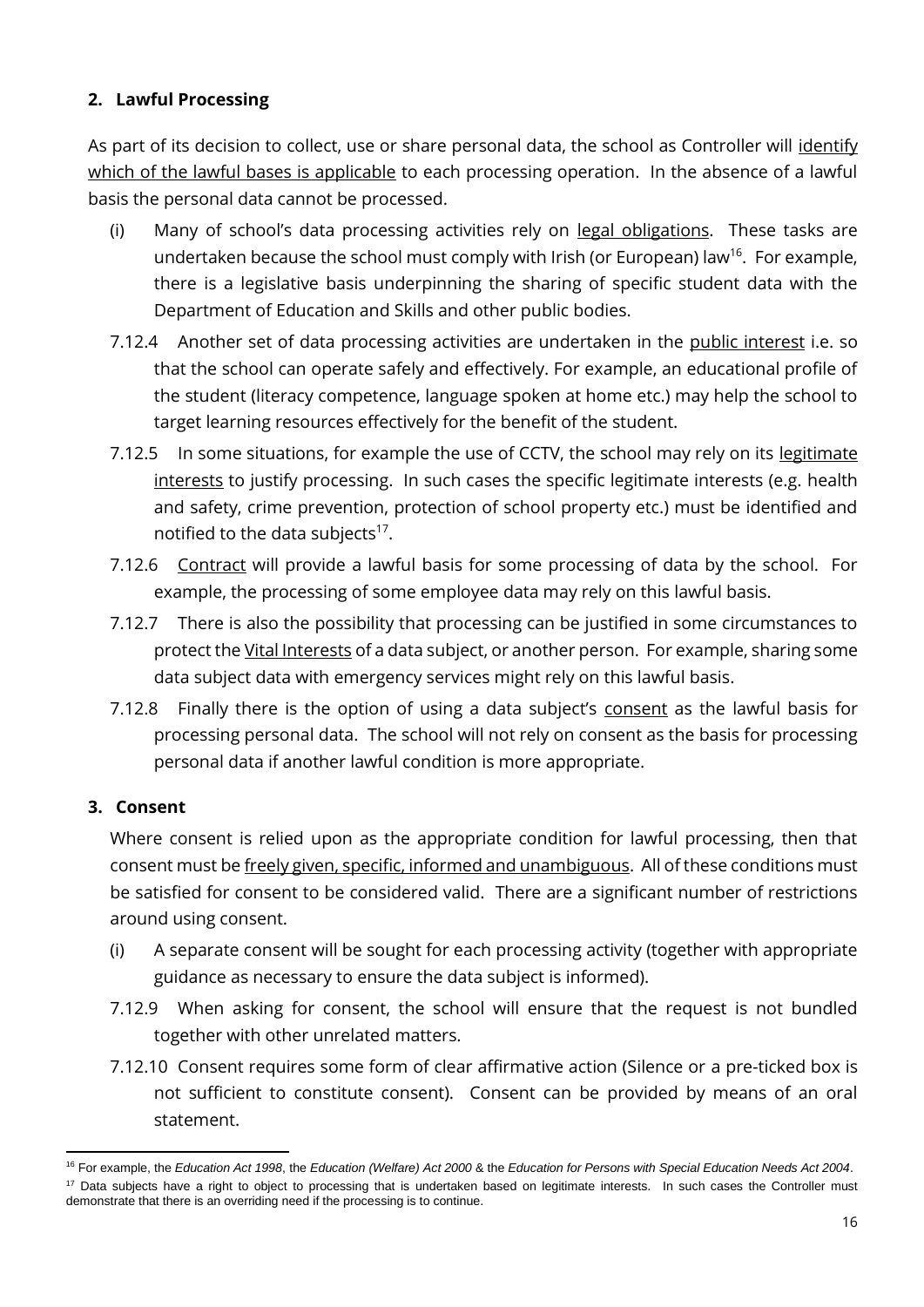## 2. Lawful Processing

As part of its decision to collect, use or share personal data, the school as Controller will identify which of the lawful bases is applicable to each processing operation. In the absence of a lawful basis the personal data cannot be processed.

(i) Many of school's data processing activities rely on legal obligations. These tasks are undertaken because the school must comply with Irish (or European) law[16]. For example, there is a legislative basis underpinning the sharing of specific student data with the Department of Education and Skills and other public bodies.

7.12.4 Another set of data processing activities are undertaken in the public interest i.e. so that the school can operate safely and effectively. For example, an educational profile of the student (literacy competence, language spoken at home etc.) may help the school to target learning resources effectively for the benefit of the student.

7.12.5 In some situations, for example the use of CCTV, the school may rely on its legitimate interests to justify processing. In such cases the specific legitimate interests (e.g. health and safety, crime prevention, protection of school property etc.) must be identified and notified to the data subjects[17].

7.12.6 Contract will provide a lawful basis for some processing of data by the school. For example, the processing of some employee data may rely on this lawful basis.

7.12.7 There is also the possibility that processing can be justified in some circumstances to protect the Vital Interests of a data subject, or another person. For example, sharing some data subject data with emergency services might rely on this lawful basis.

7.12.8 Finally there is the option of using a data subject's consent as the lawful basis for processing personal data. The school will not rely on consent as the basis for processing personal data if another lawful condition is more appropriate.

## 3. Consent

Where consent is relied upon as the appropriate condition for lawful processing, then that consent must be freely given, specific, informed and unambiguous. All of these conditions must be satisfied for consent to be considered valid. There are a significant number of restrictions around using consent.

(i) A separate consent will be sought for each processing activity (together with appropriate guidance as necessary to ensure the data subject is informed).

7.12.9 When asking for consent, the school will ensure that the request is not bundled together with other unrelated matters.

7.12.10 Consent requires some form of clear affirmative action (Silence or a pre-ticked box is not sufficient to constitute consent). Consent can be provided by means of an oral statement.

---

[16] For example, the *Education Act 1998*, the *Education (Welfare) Act 2000* & the *Education for Persons with Special Education Needs Act 2004*.

[17] Data subjects have a right to object to processing that is undertaken based on legitimate interests. In such cases the Controller must demonstrate that there is an overriding need if the processing is to continue.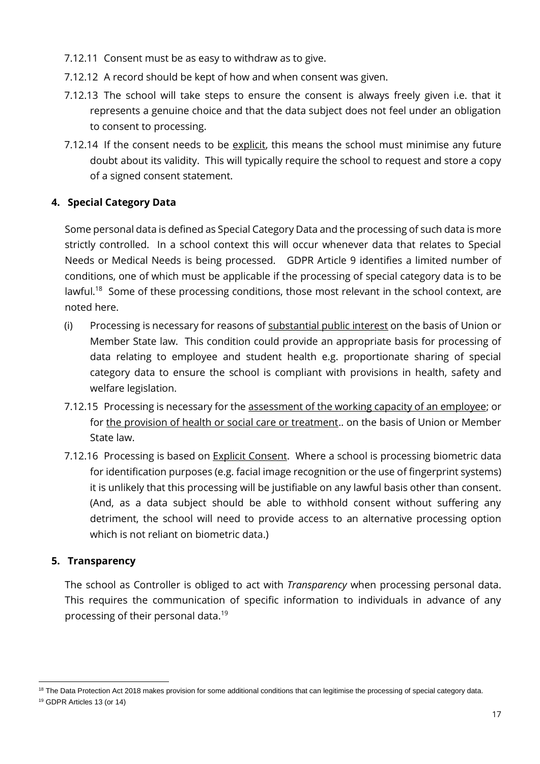7.12.11 Consent must be as easy to withdraw as to give.

7.12.12 A record should be kept of how and when consent was given.

7.12.13 The school will take steps to ensure the consent is always freely given i.e. that it represents a genuine choice and that the data subject does not feel under an obligation to consent to processing.

7.12.14 If the consent needs to be explicit, this means the school must minimise any future doubt about its validity. This will typically require the school to request and store a copy of a signed consent statement.

## 4. Special Category Data

Some personal data is defined as Special Category Data and the processing of such data is more strictly controlled. In a school context this will occur whenever data that relates to Special Needs or Medical Needs is being processed. GDPR Article 9 identifies a limited number of conditions, one of which must be applicable if the processing of special category data is to be lawful.[18] Some of these processing conditions, those most relevant in the school context, are noted here.

(i) Processing is necessary for reasons of substantial public interest on the basis of Union or Member State law. This condition could provide an appropriate basis for processing of data relating to employee and student health e.g. proportionate sharing of special category data to ensure the school is compliant with provisions in health, safety and welfare legislation.

7.12.15 Processing is necessary for the assessment of the working capacity of an employee; or for the provision of health or social care or treatment.. on the basis of Union or Member State law.

7.12.16 Processing is based on Explicit Consent. Where a school is processing biometric data for identification purposes (e.g. facial image recognition or the use of fingerprint systems) it is unlikely that this processing will be justifiable on any lawful basis other than consent. (And, as a data subject should be able to withhold consent without suffering any detriment, the school will need to provide access to an alternative processing option which is not reliant on biometric data.)

## 5. Transparency

The school as Controller is obliged to act with *Transparency* when processing personal data. This requires the communication of specific information to individuals in advance of any processing of their personal data.[19]

[18] The Data Protection Act 2018 makes provision for some additional conditions that can legitimise the processing of special category data.

[19] GDPR Articles 13 (or 14)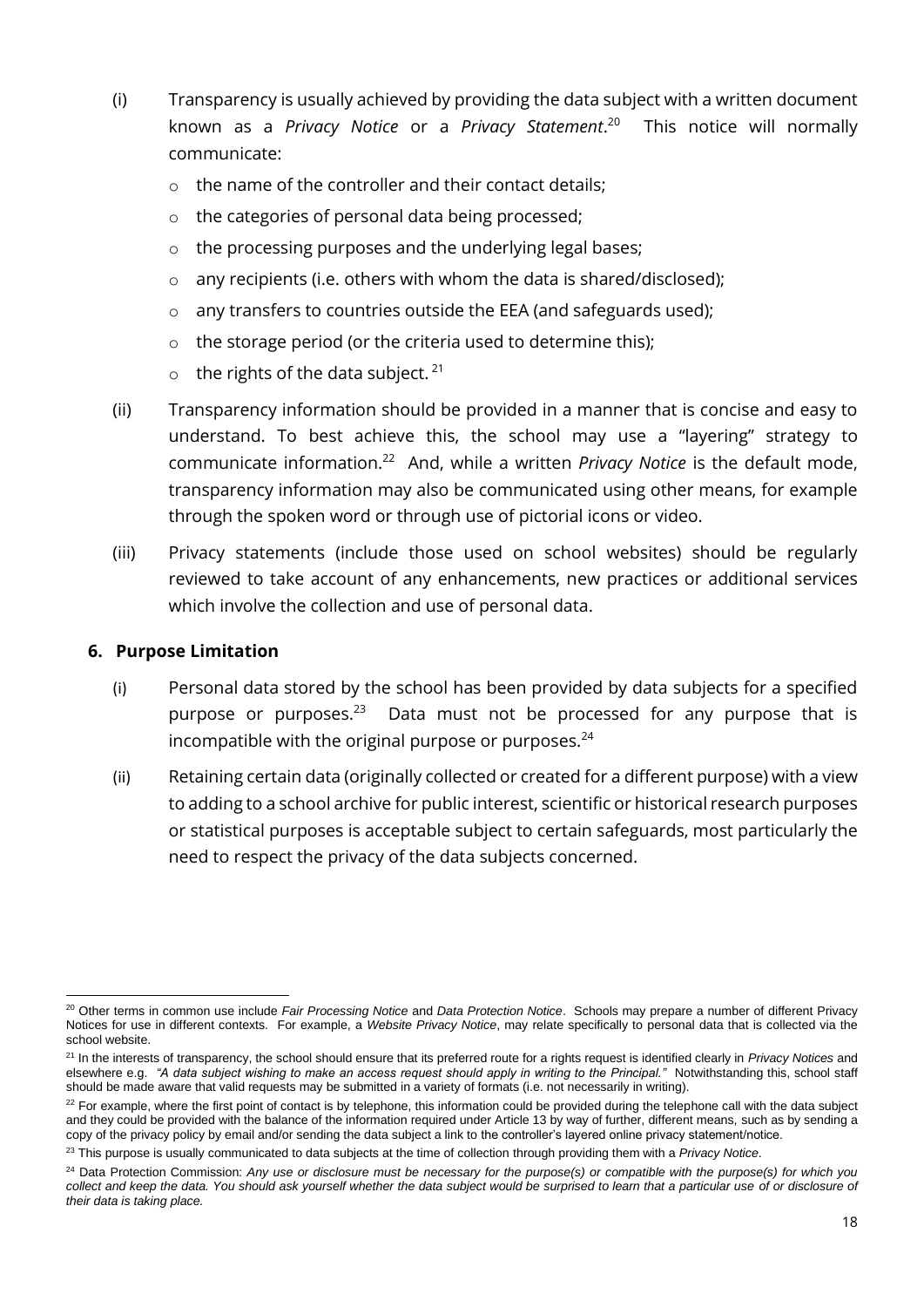(i) Transparency is usually achieved by providing the data subject with a written document known as a *Privacy Notice* or a *Privacy Statement*.[20] This notice will normally communicate:

- the name of the controller and their contact details;
- the categories of personal data being processed;
- the processing purposes and the underlying legal bases;
- any recipients (i.e. others with whom the data is shared/disclosed);
- any transfers to countries outside the EEA (and safeguards used);
- the storage period (or the criteria used to determine this);
- the rights of the data subject. [21]

(ii) Transparency information should be provided in a manner that is concise and easy to understand. To best achieve this, the school may use a "layering" strategy to communicate information.[22] And, while a written *Privacy Notice* is the default mode, transparency information may also be communicated using other means, for example through the spoken word or through use of pictorial icons or video.

(iii) Privacy statements (include those used on school websites) should be regularly reviewed to take account of any enhancements, new practices or additional services which involve the collection and use of personal data.

## 6. Purpose Limitation

(i) Personal data stored by the school has been provided by data subjects for a specified purpose or purposes.[23] Data must not be processed for any purpose that is incompatible with the original purpose or purposes.[24]

(ii) Retaining certain data (originally collected or created for a different purpose) with a view to adding to a school archive for public interest, scientific or historical research purposes or statistical purposes is acceptable subject to certain safeguards, most particularly the need to respect the privacy of the data subjects concerned.

---

[20] Other terms in common use include *Fair Processing Notice* and *Data Protection Notice*. Schools may prepare a number of different Privacy Notices for use in different contexts. For example, a *Website Privacy Notice*, may relate specifically to personal data that is collected via the school website.

[21] In the interests of transparency, the school should ensure that its preferred route for a rights request is identified clearly in *Privacy Notices* and elsewhere e.g. *"A data subject wishing to make an access request should apply in writing to the Principal."* Notwithstanding this, school staff should be made aware that valid requests may be submitted in a variety of formats (i.e. not necessarily in writing).

[22] For example, where the first point of contact is by telephone, this information could be provided during the telephone call with the data subject and they could be provided with the balance of the information required under Article 13 by way of further, different means, such as by sending a copy of the privacy policy by email and/or sending the data subject a link to the controller's layered online privacy statement/notice.

[23] This purpose is usually communicated to data subjects at the time of collection through providing them with a *Privacy Notice*.

[24] Data Protection Commission: *Any use or disclosure must be necessary for the purpose(s) or compatible with the purpose(s) for which you collect and keep the data. You should ask yourself whether the data subject would be surprised to learn that a particular use of or disclosure of their data is taking place.*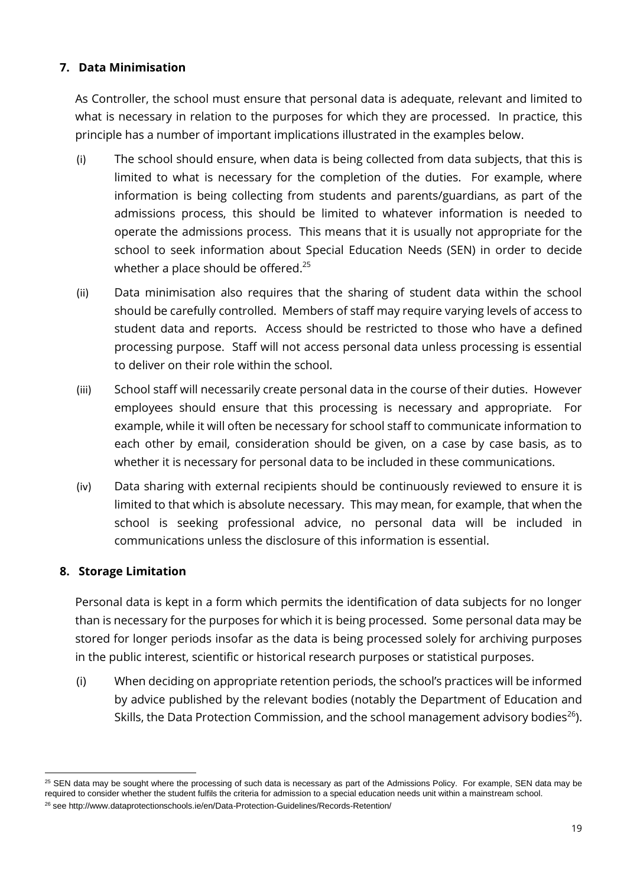## 7. Data Minimisation

As Controller, the school must ensure that personal data is adequate, relevant and limited to what is necessary in relation to the purposes for which they are processed. In practice, this principle has a number of important implications illustrated in the examples below.

(i) The school should ensure, when data is being collected from data subjects, that this is limited to what is necessary for the completion of the duties. For example, where information is being collecting from students and parents/guardians, as part of the admissions process, this should be limited to whatever information is needed to operate the admissions process. This means that it is usually not appropriate for the school to seek information about Special Education Needs (SEN) in order to decide whether a place should be offered.[25]

(ii) Data minimisation also requires that the sharing of student data within the school should be carefully controlled. Members of staff may require varying levels of access to student data and reports. Access should be restricted to those who have a defined processing purpose. Staff will not access personal data unless processing is essential to deliver on their role within the school.

(iii) School staff will necessarily create personal data in the course of their duties. However employees should ensure that this processing is necessary and appropriate. For example, while it will often be necessary for school staff to communicate information to each other by email, consideration should be given, on a case by case basis, as to whether it is necessary for personal data to be included in these communications.

(iv) Data sharing with external recipients should be continuously reviewed to ensure it is limited to that which is absolute necessary. This may mean, for example, that when the school is seeking professional advice, no personal data will be included in communications unless the disclosure of this information is essential.

## 8. Storage Limitation

Personal data is kept in a form which permits the identification of data subjects for no longer than is necessary for the purposes for which it is being processed. Some personal data may be stored for longer periods insofar as the data is being processed solely for archiving purposes in the public interest, scientific or historical research purposes or statistical purposes.

(i) When deciding on appropriate retention periods, the school's practices will be informed by advice published by the relevant bodies (notably the Department of Education and Skills, the Data Protection Commission, and the school management advisory bodies[26]).

---

[25] SEN data may be sought where the processing of such data is necessary as part of the Admissions Policy. For example, SEN data may be required to consider whether the student fulfils the criteria for admission to a special education needs unit within a mainstream school.

[26] see http://www.dataprotectionschools.ie/en/Data-Protection-Guidelines/Records-Retention/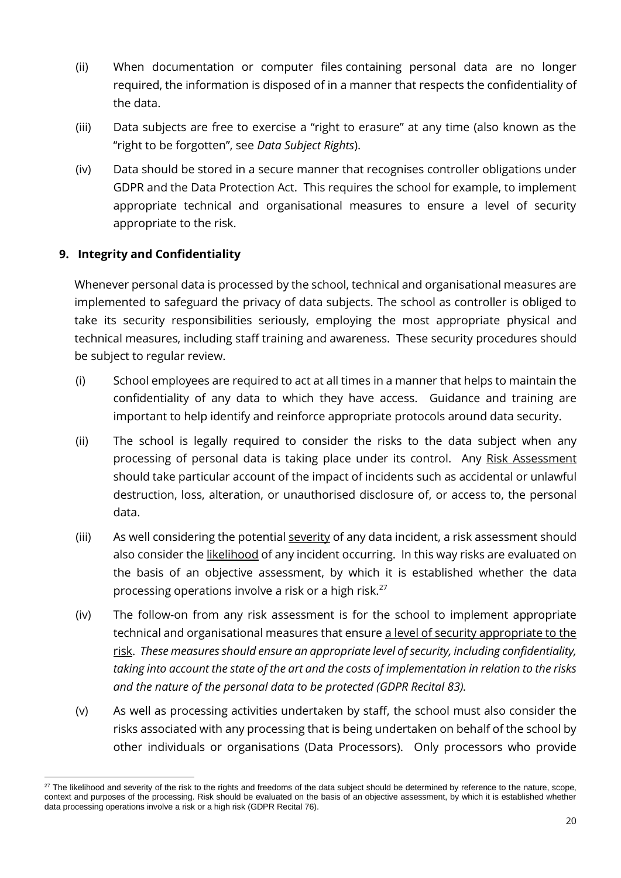(ii) When documentation or computer files containing personal data are no longer required, the information is disposed of in a manner that respects the confidentiality of the data.

(iii) Data subjects are free to exercise a "right to erasure" at any time (also known as the "right to be forgotten", see *Data Subject Rights*).

(iv) Data should be stored in a secure manner that recognises controller obligations under GDPR and the Data Protection Act. This requires the school for example, to implement appropriate technical and organisational measures to ensure a level of security appropriate to the risk.

## 9. Integrity and Confidentiality

Whenever personal data is processed by the school, technical and organisational measures are implemented to safeguard the privacy of data subjects. The school as controller is obliged to take its security responsibilities seriously, employing the most appropriate physical and technical measures, including staff training and awareness. These security procedures should be subject to regular review.

(i) School employees are required to act at all times in a manner that helps to maintain the confidentiality of any data to which they have access. Guidance and training are important to help identify and reinforce appropriate protocols around data security.

(ii) The school is legally required to consider the risks to the data subject when any processing of personal data is taking place under its control. Any Risk Assessment should take particular account of the impact of incidents such as accidental or unlawful destruction, loss, alteration, or unauthorised disclosure of, or access to, the personal data.

(iii) As well considering the potential severity of any data incident, a risk assessment should also consider the likelihood of any incident occurring. In this way risks are evaluated on the basis of an objective assessment, by which it is established whether the data processing operations involve a risk or a high risk.[27]

(iv) The follow-on from any risk assessment is for the school to implement appropriate technical and organisational measures that ensure a level of security appropriate to the risk. *These measures should ensure an appropriate level of security, including confidentiality, taking into account the state of the art and the costs of implementation in relation to the risks and the nature of the personal data to be protected (GDPR Recital 83).*

(v) As well as processing activities undertaken by staff, the school must also consider the risks associated with any processing that is being undertaken on behalf of the school by other individuals or organisations (Data Processors). Only processors who provide

[27] The likelihood and severity of the risk to the rights and freedoms of the data subject should be determined by reference to the nature, scope, context and purposes of the processing. Risk should be evaluated on the basis of an objective assessment, by which it is established whether data processing operations involve a risk or a high risk (GDPR Recital 76).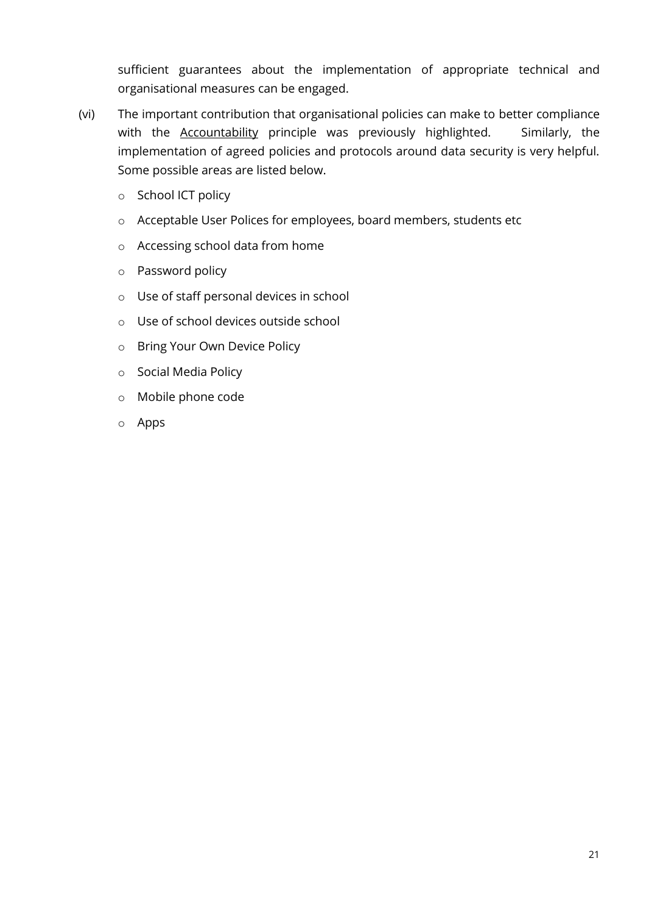sufficient guarantees about the implementation of appropriate technical and organisational measures can be engaged.

(vi) The important contribution that organisational policies can make to better compliance with the Accountability principle was previously highlighted. Similarly, the implementation of agreed policies and protocols around data security is very helpful. Some possible areas are listed below.

- School ICT policy
- Acceptable User Polices for employees, board members, students etc
- Accessing school data from home
- Password policy
- Use of staff personal devices in school
- Use of school devices outside school
- Bring Your Own Device Policy
- Social Media Policy
- Mobile phone code
- Apps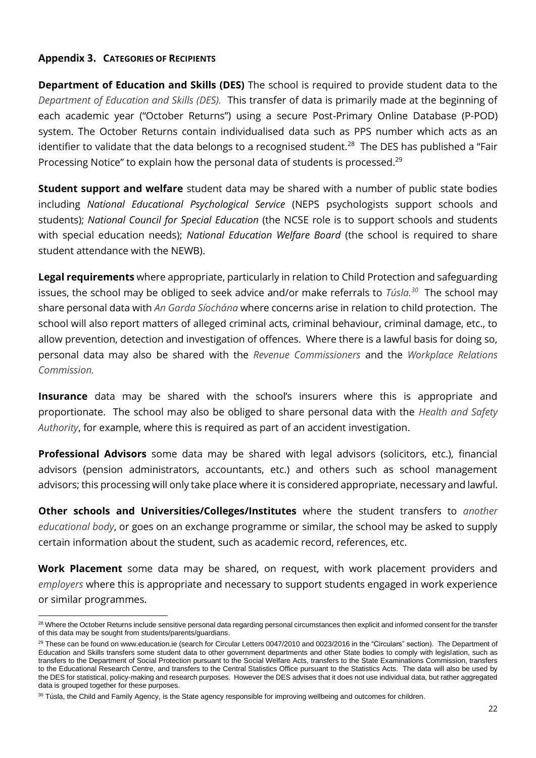### Appendix 3. CATEGORIES OF RECIPIENTS

**Department of Education and Skills (DES)** The school is required to provide student data to the *Department of Education and Skills (DES).* This transfer of data is primarily made at the beginning of each academic year ("October Returns") using a secure Post-Primary Online Database (P-POD) system. The October Returns contain individualised data such as PPS number which acts as an identifier to validate that the data belongs to a recognised student.[28] The DES has published a "Fair Processing Notice" to explain how the personal data of students is processed.[29]

**Student support and welfare** student data may be shared with a number of public state bodies including *National Educational Psychological Service* (NEPS psychologists support schools and students); *National Council for Special Education* (the NCSE role is to support schools and students with special education needs); *National Education Welfare Board* (the school is required to share student attendance with the NEWB).

**Legal requirements** where appropriate, particularly in relation to Child Protection and safeguarding issues, the school may be obliged to seek advice and/or make referrals to *Túsla.*[30] The school may share personal data with *An Garda Síochána* where concerns arise in relation to child protection. The school will also report matters of alleged criminal acts, criminal behaviour, criminal damage, etc., to allow prevention, detection and investigation of offences. Where there is a lawful basis for doing so, personal data may also be shared with the *Revenue Commissioners* and the *Workplace Relations Commission.*

**Insurance** data may be shared with the school's insurers where this is appropriate and proportionate. The school may also be obliged to share personal data with the *Health and Safety Authority*, for example, where this is required as part of an accident investigation.

**Professional Advisors** some data may be shared with legal advisors (solicitors, etc.), financial advisors (pension administrators, accountants, etc.) and others such as school management advisors; this processing will only take place where it is considered appropriate, necessary and lawful.

**Other schools and Universities/Colleges/Institutes** where the student transfers to *another educational body*, or goes on an exchange programme or similar, the school may be asked to supply certain information about the student, such as academic record, references, etc.

**Work Placement** some data may be shared, on request, with work placement providers and *employers* where this is appropriate and necessary to support students engaged in work experience or similar programmes.

---

[28] Where the October Returns include sensitive personal data regarding personal circumstances then explicit and informed consent for the transfer of this data may be sought from students/parents/guardians.

[29] These can be found on www.education.ie (search for Circular Letters 0047/2010 and 0023/2016 in the "Circulars" section). The Department of Education and Skills transfers some student data to other government departments and other State bodies to comply with legislation, such as transfers to the Department of Social Protection pursuant to the Social Welfare Acts, transfers to the State Examinations Commission, transfers to the Educational Research Centre, and transfers to the Central Statistics Office pursuant to the Statistics Acts. The data will also be used by the DES for statistical, policy-making and research purposes. However the DES advises that it does not use individual data, but rather aggregated data is grouped together for these purposes.

[30] Túsla, the Child and Family Agency, is the State agency responsible for improving wellbeing and outcomes for children.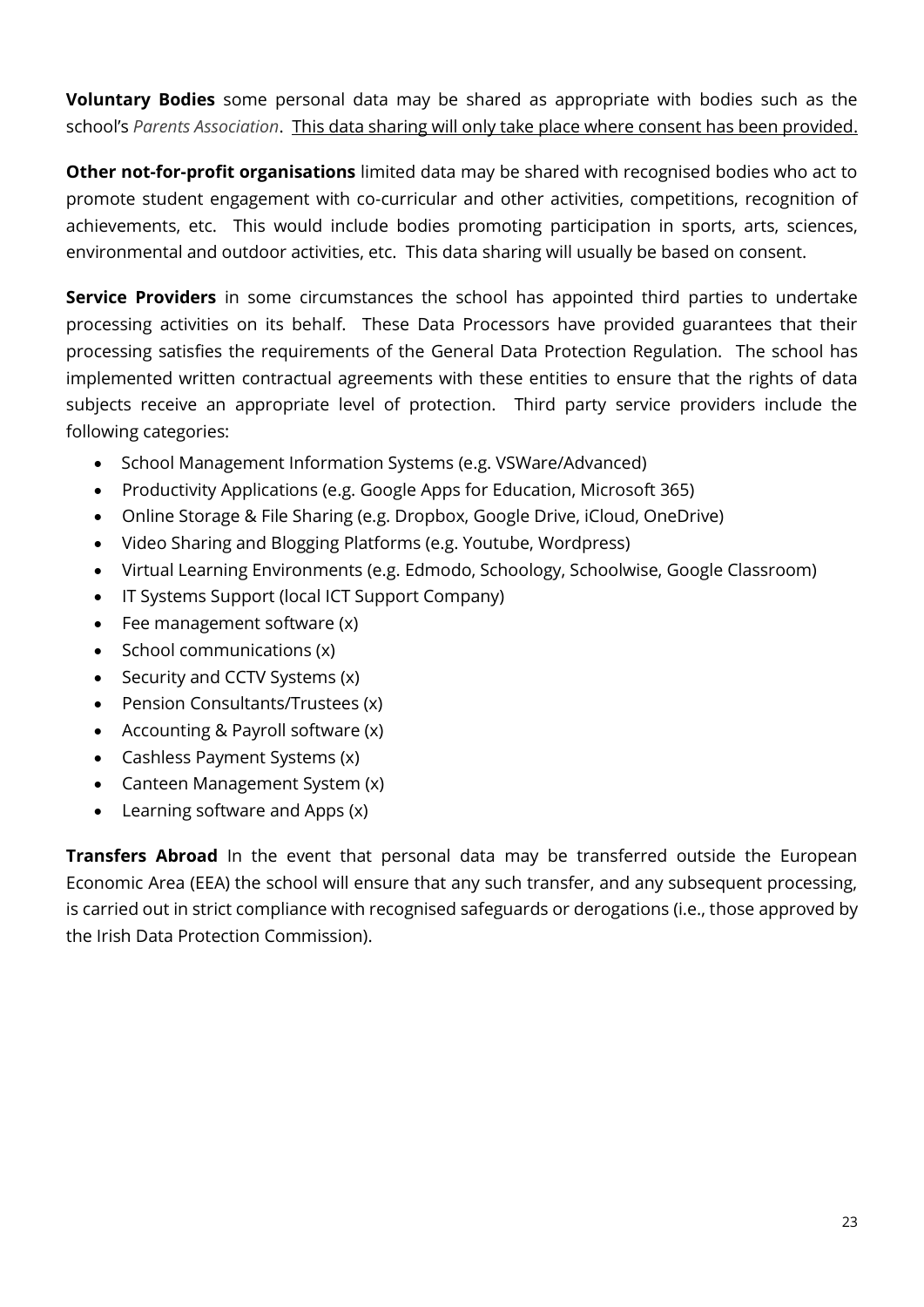**Voluntary Bodies** some personal data may be shared as appropriate with bodies such as the school's *Parents Association*. <u>This data sharing will only take place where consent has been provided.</u>

**Other not-for-profit organisations** limited data may be shared with recognised bodies who act to promote student engagement with co-curricular and other activities, competitions, recognition of achievements, etc. This would include bodies promoting participation in sports, arts, sciences, environmental and outdoor activities, etc. This data sharing will usually be based on consent.

**Service Providers** in some circumstances the school has appointed third parties to undertake processing activities on its behalf. These Data Processors have provided guarantees that their processing satisfies the requirements of the General Data Protection Regulation. The school has implemented written contractual agreements with these entities to ensure that the rights of data subjects receive an appropriate level of protection. Third party service providers include the following categories:

- School Management Information Systems (e.g. VSWare/Advanced)
- Productivity Applications (e.g. Google Apps for Education, Microsoft 365)
- Online Storage & File Sharing (e.g. Dropbox, Google Drive, iCloud, OneDrive)
- Video Sharing and Blogging Platforms (e.g. Youtube, Wordpress)
- Virtual Learning Environments (e.g. Edmodo, Schoology, Schoolwise, Google Classroom)
- IT Systems Support (local ICT Support Company)
- Fee management software (x)
- School communications (x)
- Security and CCTV Systems (x)
- Pension Consultants/Trustees (x)
- Accounting & Payroll software (x)
- Cashless Payment Systems (x)
- Canteen Management System (x)
- Learning software and Apps (x)

**Transfers Abroad** In the event that personal data may be transferred outside the European Economic Area (EEA) the school will ensure that any such transfer, and any subsequent processing, is carried out in strict compliance with recognised safeguards or derogations (i.e., those approved by the Irish Data Protection Commission).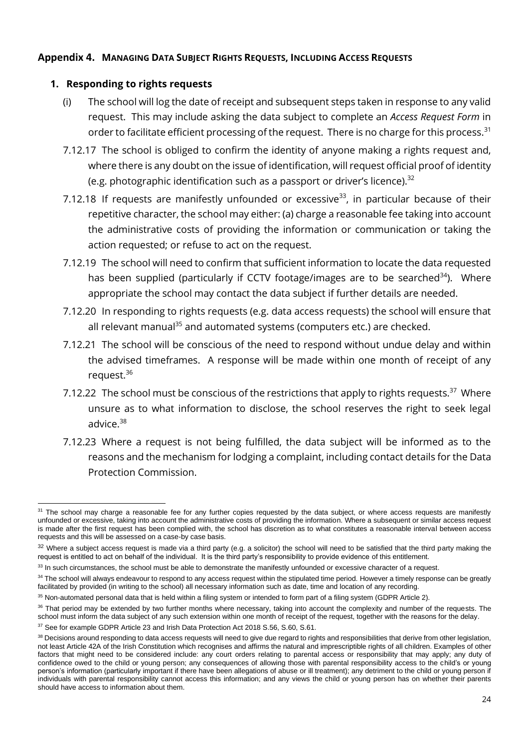## Appendix 4. MANAGING DATA SUBJECT RIGHTS REQUESTS, INCLUDING ACCESS REQUESTS

### 1. Responding to rights requests

(i) The school will log the date of receipt and subsequent steps taken in response to any valid request. This may include asking the data subject to complete an *Access Request Form* in order to facilitate efficient processing of the request. There is no charge for this process.[31]

7.12.17 The school is obliged to confirm the identity of anyone making a rights request and, where there is any doubt on the issue of identification, will request official proof of identity (e.g. photographic identification such as a passport or driver's licence).[32]

7.12.18 If requests are manifestly unfounded or excessive[33], in particular because of their repetitive character, the school may either: (a) charge a reasonable fee taking into account the administrative costs of providing the information or communication or taking the action requested; or refuse to act on the request.

7.12.19 The school will need to confirm that sufficient information to locate the data requested has been supplied (particularly if CCTV footage/images are to be searched[34]). Where appropriate the school may contact the data subject if further details are needed.

7.12.20 In responding to rights requests (e.g. data access requests) the school will ensure that all relevant manual[35] and automated systems (computers etc.) are checked.

7.12.21 The school will be conscious of the need to respond without undue delay and within the advised timeframes. A response will be made within one month of receipt of any request.[36]

7.12.22 The school must be conscious of the restrictions that apply to rights requests.[37] Where unsure as to what information to disclose, the school reserves the right to seek legal advice.[38]

7.12.23 Where a request is not being fulfilled, the data subject will be informed as to the reasons and the mechanism for lodging a complaint, including contact details for the Data Protection Commission.

---

[31] The school may charge a reasonable fee for any further copies requested by the data subject, or where access requests are manifestly unfounded or excessive, taking into account the administrative costs of providing the information. Where a subsequent or similar access request is made after the first request has been complied with, the school has discretion as to what constitutes a reasonable interval between access requests and this will be assessed on a case-by case basis.

[32] Where a subject access request is made via a third party (e.g. a solicitor) the school will need to be satisfied that the third party making the request is entitled to act on behalf of the individual. It is the third party's responsibility to provide evidence of this entitlement.

[33] In such circumstances, the school must be able to demonstrate the manifestly unfounded or excessive character of a request.

[34] The school will always endeavour to respond to any access request within the stipulated time period. However a timely response can be greatly facilitated by provided (in writing to the school) all necessary information such as date, time and location of any recording.

[35] Non-automated personal data that is held within a filing system or intended to form part of a filing system (GDPR Article 2).

[36] That period may be extended by two further months where necessary, taking into account the complexity and number of the requests. The school must inform the data subject of any such extension within one month of receipt of the request, together with the reasons for the delay.

[37] See for example GDPR Article 23 and Irish Data Protection Act 2018 S.56, S.60, S.61.

[38] Decisions around responding to data access requests will need to give due regard to rights and responsibilities that derive from other legislation, not least Article 42A of the Irish Constitution which recognises and affirms the natural and imprescriptible rights of all children. Examples of other factors that might need to be considered include: any court orders relating to parental access or responsibility that may apply; any duty of confidence owed to the child or young person; any consequences of allowing those with parental responsibility access to the child's or young person's information (particularly important if there have been allegations of abuse or ill treatment); any detriment to the child or young person if individuals with parental responsibility cannot access this information; and any views the child or young person has on whether their parents should have access to information about them.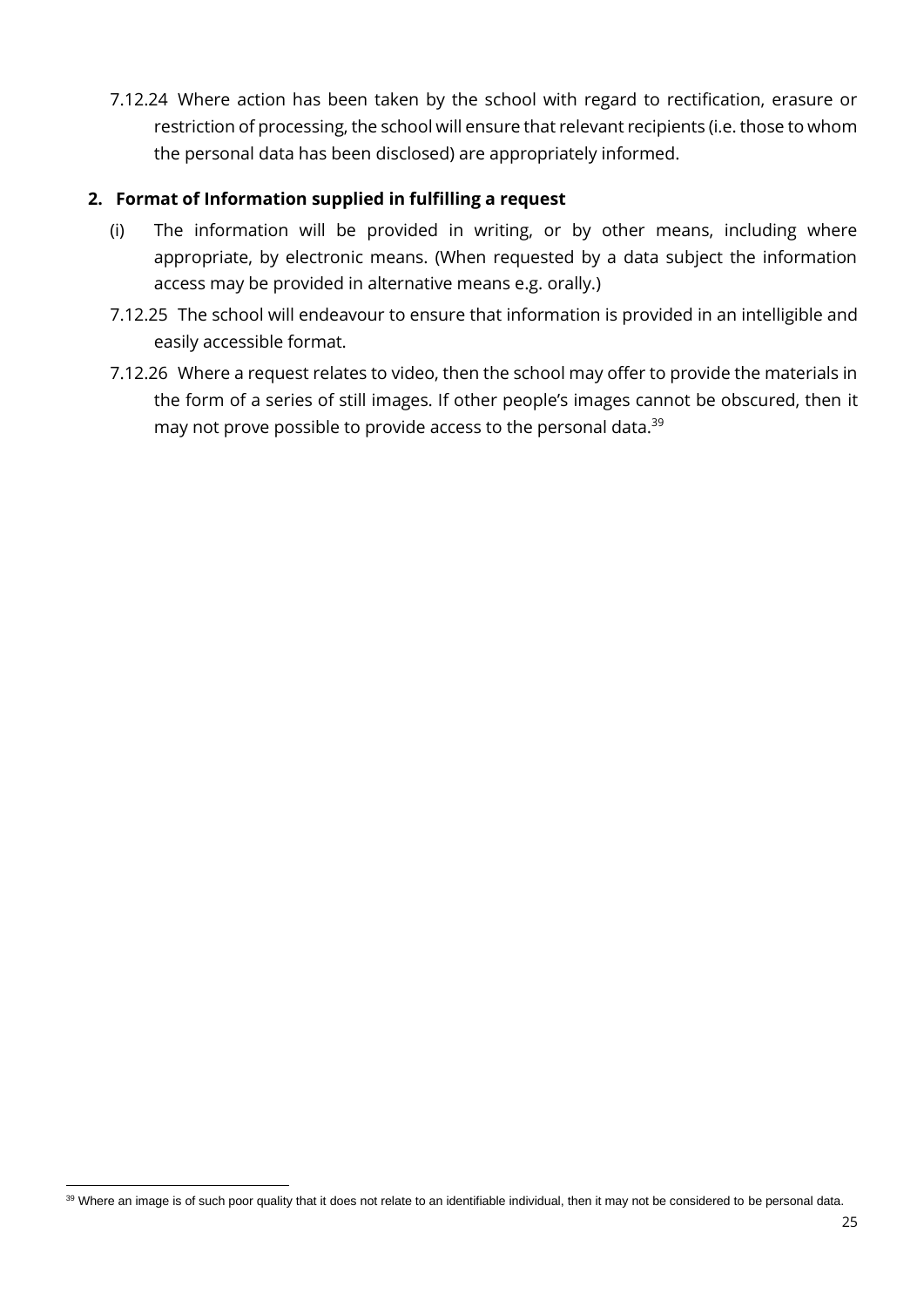7.12.24 Where action has been taken by the school with regard to rectification, erasure or restriction of processing, the school will ensure that relevant recipients (i.e. those to whom the personal data has been disclosed) are appropriately informed.

**2. Format of Information supplied in fulfilling a request**

(i) The information will be provided in writing, or by other means, including where appropriate, by electronic means. (When requested by a data subject the information access may be provided in alternative means e.g. orally.)

7.12.25 The school will endeavour to ensure that information is provided in an intelligible and easily accessible format.

7.12.26 Where a request relates to video, then the school may offer to provide the materials in the form of a series of still images. If other people's images cannot be obscured, then it may not prove possible to provide access to the personal data.[39]

[39] Where an image is of such poor quality that it does not relate to an identifiable individual, then it may not be considered to be personal data.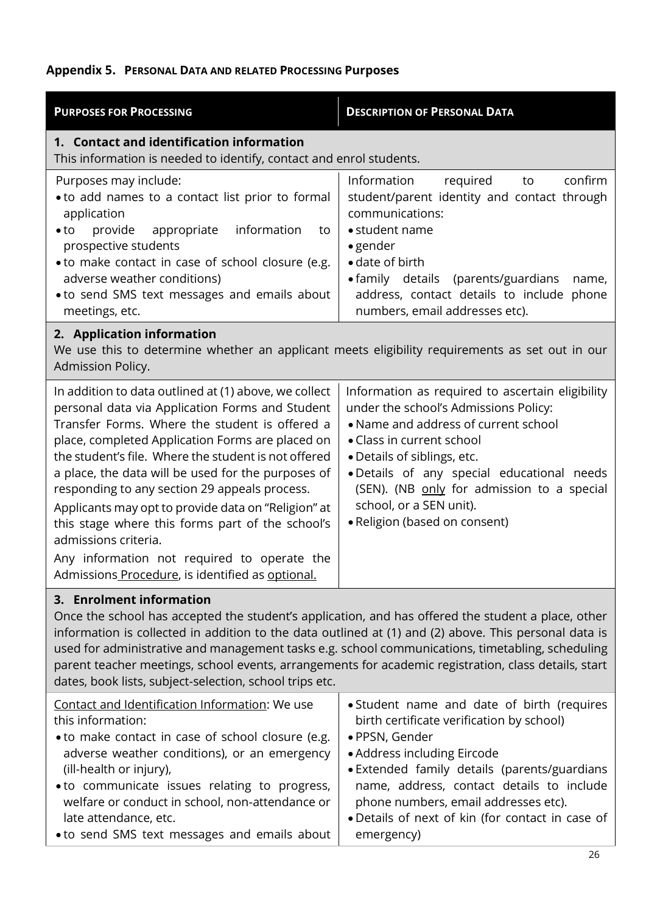## Appendix 5. PERSONAL DATA AND RELATED PROCESSING Purposes

| PURPOSES FOR PROCESSING | DESCRIPTION OF PERSONAL DATA |
|---|---|
| **1. Contact and identification information**<br>This information is needed to identify, contact and enrol students. | |
| Purposes may include:<br>• to add names to a contact list prior to formal application<br>• to provide appropriate information to prospective students<br>• to make contact in case of school closure (e.g. adverse weather conditions)<br>• to send SMS text messages and emails about meetings, etc. | Information required to confirm student/parent identity and contact through communications:<br>• student name<br>• gender<br>• date of birth<br>• family details (parents/guardians name, address, contact details to include phone numbers, email addresses etc). |
| **2. Application information**<br>We use this to determine whether an applicant meets eligibility requirements as set out in our Admission Policy. | |
| In addition to data outlined at (1) above, we collect personal data via Application Forms and Student Transfer Forms. Where the student is offered a place, completed Application Forms are placed on the student's file. Where the student is not offered a place, the data will be used for the purposes of responding to any section 29 appeals process.<br>Applicants may opt to provide data on "Religion" at this stage where this forms part of the school's admissions criteria.<br>Any information not required to operate the Admissions Procedure, is identified as optional. | Information as required to ascertain eligibility under the school's Admissions Policy:<br>• Name and address of current school<br>• Class in current school<br>• Details of siblings, etc.<br>• Details of any special educational needs (SEN). (NB only for admission to a special school, or a SEN unit).<br>• Religion (based on consent) |
| **3. Enrolment information**<br>Once the school has accepted the student's application, and has offered the student a place, other information is collected in addition to the data outlined at (1) and (2) above. This personal data is used for administrative and management tasks e.g. school communications, timetabling, scheduling parent teacher meetings, school events, arrangements for academic registration, class details, start dates, book lists, subject-selection, school trips etc. | |
| Contact and Identification Information: We use this information:<br>• to make contact in case of school closure (e.g. adverse weather conditions), or an emergency (ill-health or injury),<br>• to communicate issues relating to progress, welfare or conduct in school, non-attendance or late attendance, etc.<br>• to send SMS text messages and emails about | • Student name and date of birth (requires birth certificate verification by school)<br>• PPSN, Gender<br>• Address including Eircode<br>• Extended family details (parents/guardians name, address, contact details to include phone numbers, email addresses etc).<br>• Details of next of kin (for contact in case of emergency) |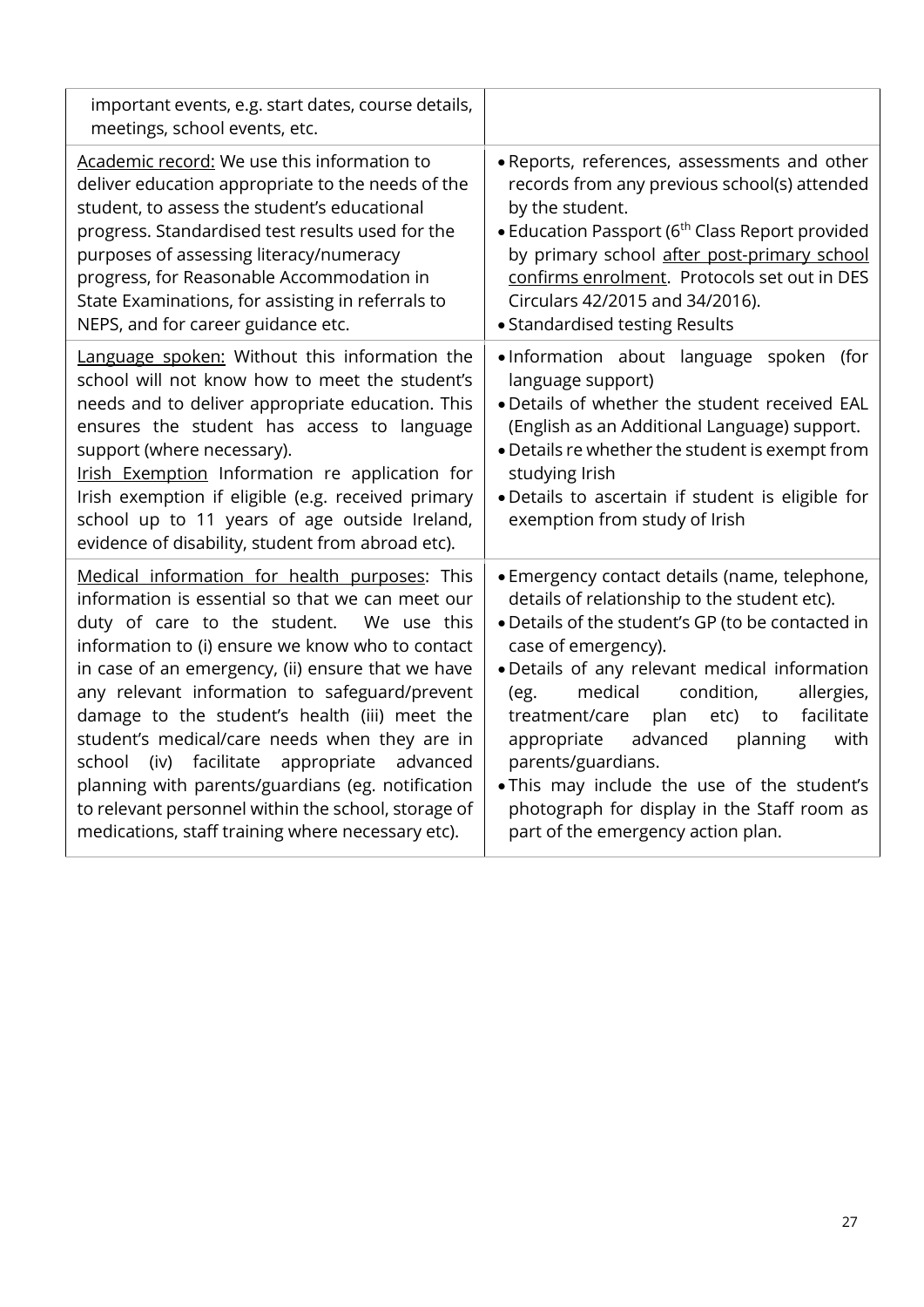| | |
|---|---|
| important events, e.g. start dates, course details, meetings, school events, etc. | |
| <u>Academic record:</u> We use this information to deliver education appropriate to the needs of the student, to assess the student's educational progress. Standardised test results used for the purposes of assessing literacy/numeracy progress, for Reasonable Accommodation in State Examinations, for assisting in referrals to NEPS, and for career guidance etc. | • Reports, references, assessments and other records from any previous school(s) attended by the student.<br>• Education Passport (6th Class Report provided by primary school <u>after post-primary school confirms enrolment</u>. Protocols set out in DES Circulars 42/2015 and 34/2016).<br>• Standardised testing Results |
| <u>Language spoken:</u> Without this information the school will not know how to meet the student's needs and to deliver appropriate education. This ensures the student has access to language support (where necessary).<br><u>Irish Exemption</u> Information re application for Irish exemption if eligible (e.g. received primary school up to 11 years of age outside Ireland, evidence of disability, student from abroad etc). | • Information about language spoken (for language support)<br>• Details of whether the student received EAL (English as an Additional Language) support.<br>• Details re whether the student is exempt from studying Irish<br>• Details to ascertain if student is eligible for exemption from study of Irish |
| <u>Medical information for health purposes</u>: This information is essential so that we can meet our duty of care to the student. We use this information to (i) ensure we know who to contact in case of an emergency, (ii) ensure that we have any relevant information to safeguard/prevent damage to the student's health (iii) meet the student's medical/care needs when they are in school (iv) facilitate appropriate advanced planning with parents/guardians (eg. notification to relevant personnel within the school, storage of medications, staff training where necessary etc). | • Emergency contact details (name, telephone, details of relationship to the student etc).<br>• Details of the student's GP (to be contacted in case of emergency).<br>• Details of any relevant medical information (eg. medical condition, allergies, treatment/care plan etc) to facilitate appropriate advanced planning with parents/guardians.<br>• This may include the use of the student's photograph for display in the Staff room as part of the emergency action plan. |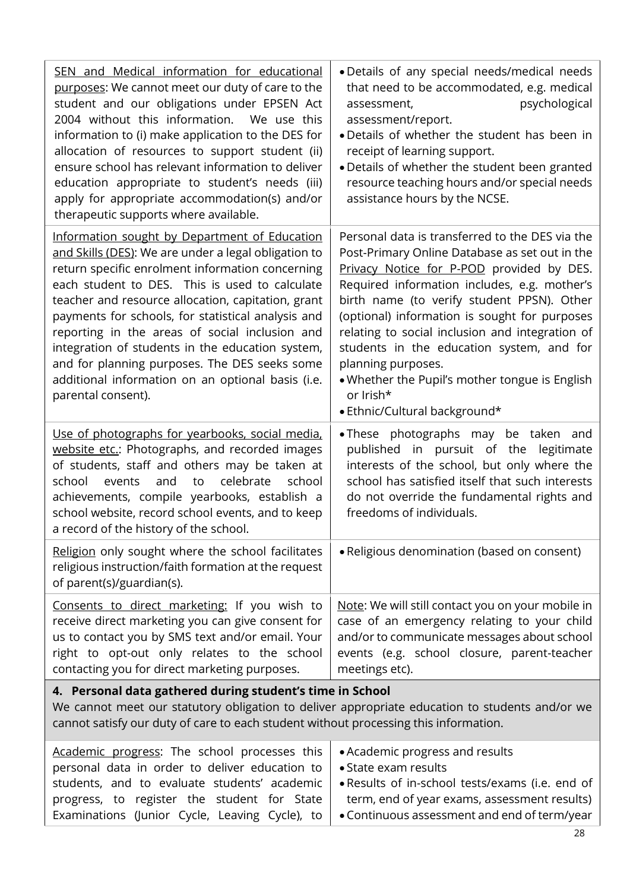| | |
|---|---|
| SEN and Medical information for educational purposes: We cannot meet our duty of care to the student and our obligations under EPSEN Act 2004 without this information. We use this information to (i) make application to the DES for allocation of resources to support student (ii) ensure school has relevant information to deliver education appropriate to student's needs (iii) apply for appropriate accommodation(s) and/or therapeutic supports where available. | • Details of any special needs/medical needs that need to be accommodated, e.g. medical assessment, psychological assessment/report.<br>• Details of whether the student has been in receipt of learning support.<br>• Details of whether the student been granted resource teaching hours and/or special needs assistance hours by the NCSE. |
| Information sought by Department of Education and Skills (DES): We are under a legal obligation to return specific enrolment information concerning each student to DES. This is used to calculate teacher and resource allocation, capitation, grant payments for schools, for statistical analysis and reporting in the areas of social inclusion and integration of students in the education system, and for planning purposes. The DES seeks some additional information on an optional basis (i.e. parental consent). | Personal data is transferred to the DES via the Post-Primary Online Database as set out in the Privacy Notice for P-POD provided by DES. Required information includes, e.g. mother's birth name (to verify student PPSN). Other (optional) information is sought for purposes relating to social inclusion and integration of students in the education system, and for planning purposes.<br>• Whether the Pupil's mother tongue is English or Irish*<br>• Ethnic/Cultural background* |
| Use of photographs for yearbooks, social media, website etc.: Photographs, and recorded images of students, staff and others may be taken at school events and to celebrate school achievements, compile yearbooks, establish a school website, record school events, and to keep a record of the history of the school. | • These photographs may be taken and published in pursuit of the legitimate interests of the school, but only where the school has satisfied itself that such interests do not override the fundamental rights and freedoms of individuals. |
| Religion only sought where the school facilitates religious instruction/faith formation at the request of parent(s)/guardian(s). | • Religious denomination (based on consent) |
| Consents to direct marketing: If you wish to receive direct marketing you can give consent for us to contact you by SMS text and/or email. Your right to opt-out only relates to the school contacting you for direct marketing purposes. | Note: We will still contact you on your mobile in case of an emergency relating to your child and/or to communicate messages about school events (e.g. school closure, parent-teacher meetings etc). |

**4. Personal data gathered during student's time in School**

We cannot meet our statutory obligation to deliver appropriate education to students and/or we cannot satisfy our duty of care to each student without processing this information.

| | |
|---|---|
| Academic progress: The school processes this personal data in order to deliver education to students, and to evaluate students' academic progress, to register the student for State Examinations (Junior Cycle, Leaving Cycle), to | • Academic progress and results<br>• State exam results<br>• Results of in-school tests/exams (i.e. end of term, end of year exams, assessment results)<br>• Continuous assessment and end of term/year |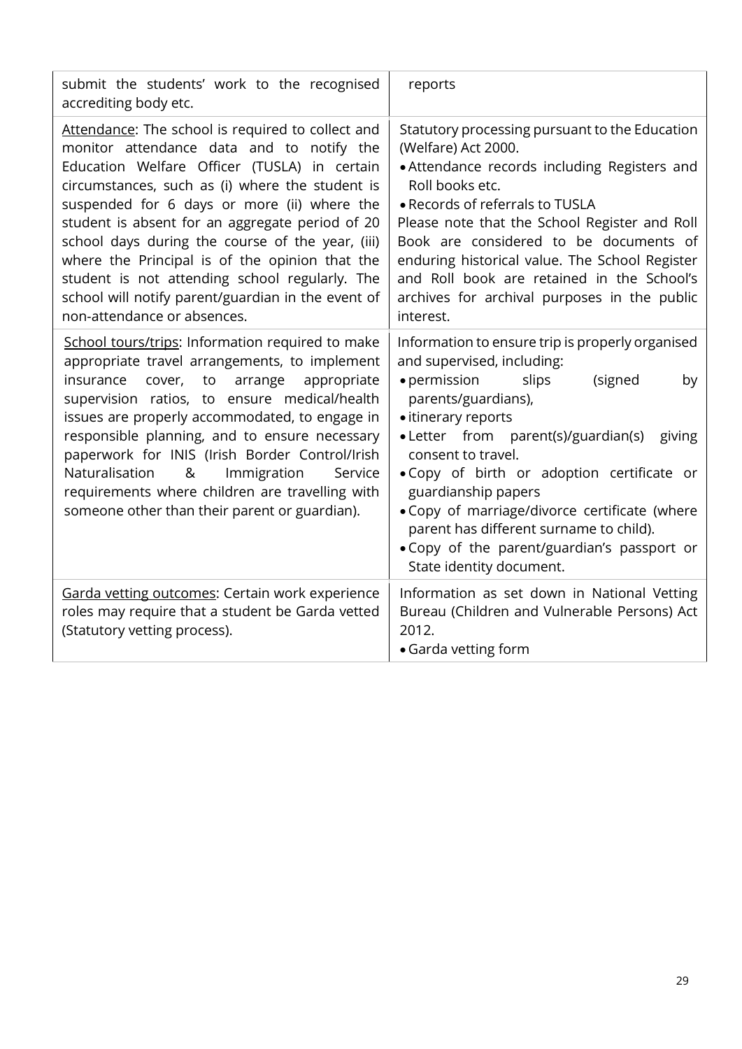| | |
|---|---|
| submit the students' work to the recognised accrediting body etc. | reports |
| <u>Attendance</u>: The school is required to collect and monitor attendance data and to notify the Education Welfare Officer (TUSLA) in certain circumstances, such as (i) where the student is suspended for 6 days or more (ii) where the student is absent for an aggregate period of 20 school days during the course of the year, (iii) where the Principal is of the opinion that the student is not attending school regularly. The school will notify parent/guardian in the event of non-attendance or absences. | Statutory processing pursuant to the Education (Welfare) Act 2000.<br>• Attendance records including Registers and Roll books etc.<br>• Records of referrals to TUSLA<br>Please note that the School Register and Roll Book are considered to be documents of enduring historical value. The School Register and Roll book are retained in the School's archives for archival purposes in the public interest. |
| <u>School tours/trips</u>: Information required to make appropriate travel arrangements, to implement insurance cover, to arrange appropriate supervision ratios, to ensure medical/health issues are properly accommodated, to engage in responsible planning, and to ensure necessary paperwork for INIS (Irish Border Control/Irish Naturalisation & Immigration Service requirements where children are travelling with someone other than their parent or guardian). | Information to ensure trip is properly organised and supervised, including:<br>• permission slips (signed by parents/guardians),<br>• itinerary reports<br>• Letter from parent(s)/guardian(s) giving consent to travel.<br>• Copy of birth or adoption certificate or guardianship papers<br>• Copy of marriage/divorce certificate (where parent has different surname to child).<br>• Copy of the parent/guardian's passport or State identity document. |
| <u>Garda vetting outcomes</u>: Certain work experience roles may require that a student be Garda vetted (Statutory vetting process). | Information as set down in National Vetting Bureau (Children and Vulnerable Persons) Act 2012.<br>• Garda vetting form |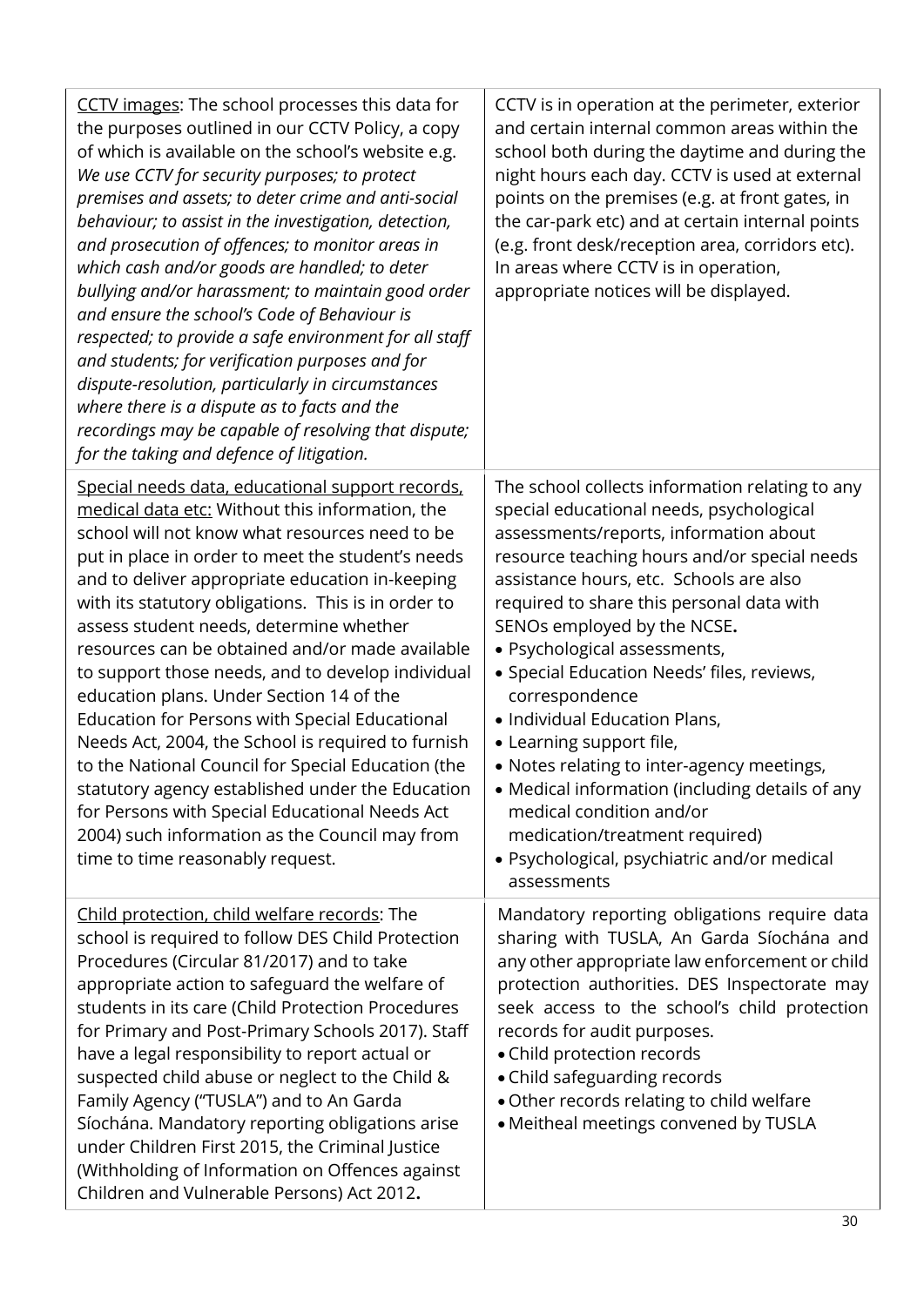| | |
|---|---|
| <u>CCTV images</u>: The school processes this data for the purposes outlined in our CCTV Policy, a copy of which is available on the school's website e.g. *We use CCTV for security purposes; to protect premises and assets; to deter crime and anti-social behaviour; to assist in the investigation, detection, and prosecution of offences; to monitor areas in which cash and/or goods are handled; to deter bullying and/or harassment; to maintain good order and ensure the school's Code of Behaviour is respected; to provide a safe environment for all staff and students; for verification purposes and for dispute-resolution, particularly in circumstances where there is a dispute as to facts and the recordings may be capable of resolving that dispute; for the taking and defence of litigation.* | CCTV is in operation at the perimeter, exterior and certain internal common areas within the school both during the daytime and during the night hours each day. CCTV is used at external points on the premises (e.g. at front gates, in the car-park etc) and at certain internal points (e.g. front desk/reception area, corridors etc). In areas where CCTV is in operation, appropriate notices will be displayed. |
| <u>Special needs data, educational support records, medical data etc:</u> Without this information, the school will not know what resources need to be put in place in order to meet the student's needs and to deliver appropriate education in-keeping with its statutory obligations. This is in order to assess student needs, determine whether resources can be obtained and/or made available to support those needs, and to develop individual education plans. Under Section 14 of the Education for Persons with Special Educational Needs Act, 2004, the School is required to furnish to the National Council for Special Education (the statutory agency established under the Education for Persons with Special Educational Needs Act 2004) such information as the Council may from time to time reasonably request. | The school collects information relating to any special educational needs, psychological assessments/reports, information about resource teaching hours and/or special needs assistance hours, etc. Schools are also required to share this personal data with SENOs employed by the NCSE**.**<br>• Psychological assessments,<br>• Special Education Needs' files, reviews, correspondence<br>• Individual Education Plans,<br>• Learning support file,<br>• Notes relating to inter-agency meetings,<br>• Medical information (including details of any medical condition and/or medication/treatment required)<br>• Psychological, psychiatric and/or medical assessments |
| <u>Child protection, child welfare records</u>: The school is required to follow DES Child Protection Procedures (Circular 81/2017) and to take appropriate action to safeguard the welfare of students in its care (Child Protection Procedures for Primary and Post-Primary Schools 2017). Staff have a legal responsibility to report actual or suspected child abuse or neglect to the Child & Family Agency ("TUSLA") and to An Garda Síochána. Mandatory reporting obligations arise under Children First 2015, the Criminal Justice (Withholding of Information on Offences against Children and Vulnerable Persons) Act 2012**.** | Mandatory reporting obligations require data sharing with TUSLA, An Garda Síochána and any other appropriate law enforcement or child protection authorities. DES Inspectorate may seek access to the school's child protection records for audit purposes.<br>• Child protection records<br>• Child safeguarding records<br>• Other records relating to child welfare<br>• Meitheal meetings convened by TUSLA |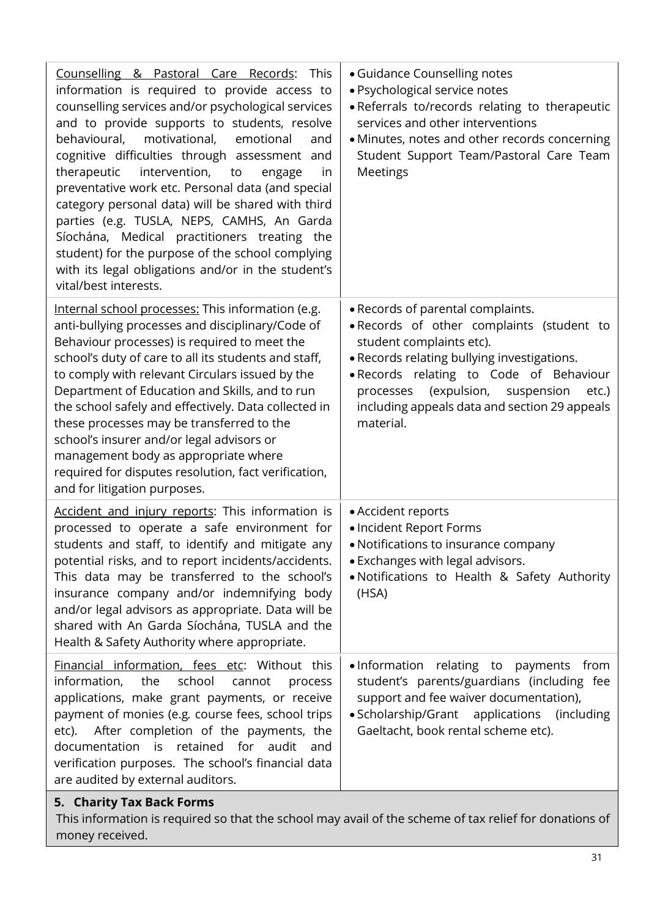| | |
|---|---|
| <u>Counselling & Pastoral Care Records</u>: This information is required to provide access to counselling services and/or psychological services and to provide supports to students, resolve behavioural, motivational, emotional and cognitive difficulties through assessment and therapeutic intervention, to engage in preventative work etc. Personal data (and special category personal data) will be shared with third parties (e.g. TUSLA, NEPS, CAMHS, An Garda Síochána, Medical practitioners treating the student) for the purpose of the school complying with its legal obligations and/or in the student's vital/best interests. | • Guidance Counselling notes<br>• Psychological service notes<br>• Referrals to/records relating to therapeutic services and other interventions<br>• Minutes, notes and other records concerning Student Support Team/Pastoral Care Team Meetings |
| <u>Internal school processes:</u> This information (e.g. anti-bullying processes and disciplinary/Code of Behaviour processes) is required to meet the school's duty of care to all its students and staff, to comply with relevant Circulars issued by the Department of Education and Skills, and to run the school safely and effectively. Data collected in these processes may be transferred to the school's insurer and/or legal advisors or management body as appropriate where required for disputes resolution, fact verification, and for litigation purposes. | • Records of parental complaints.<br>• Records of other complaints (student to student complaints etc).<br>• Records relating bullying investigations.<br>• Records relating to Code of Behaviour processes (expulsion, suspension etc.) including appeals data and section 29 appeals material. |
| <u>Accident and injury reports</u>: This information is processed to operate a safe environment for students and staff, to identify and mitigate any potential risks, and to report incidents/accidents. This data may be transferred to the school's insurance company and/or indemnifying body and/or legal advisors as appropriate. Data will be shared with An Garda Síochána, TUSLA and the Health & Safety Authority where appropriate. | • Accident reports<br>• Incident Report Forms<br>• Notifications to insurance company<br>• Exchanges with legal advisors.<br>• Notifications to Health & Safety Authority (HSA) |
| <u>Financial information, fees etc</u>: Without this information, the school cannot process applications, make grant payments, or receive payment of monies (e.g. course fees, school trips etc). After completion of the payments, the documentation is retained for audit and verification purposes. The school's financial data are audited by external auditors. | • Information relating to payments from student's parents/guardians (including fee support and fee waiver documentation),<br>• Scholarship/Grant applications (including Gaeltacht, book rental scheme etc). |

**5. Charity Tax Back Forms**

This information is required so that the school may avail of the scheme of tax relief for donations of money received.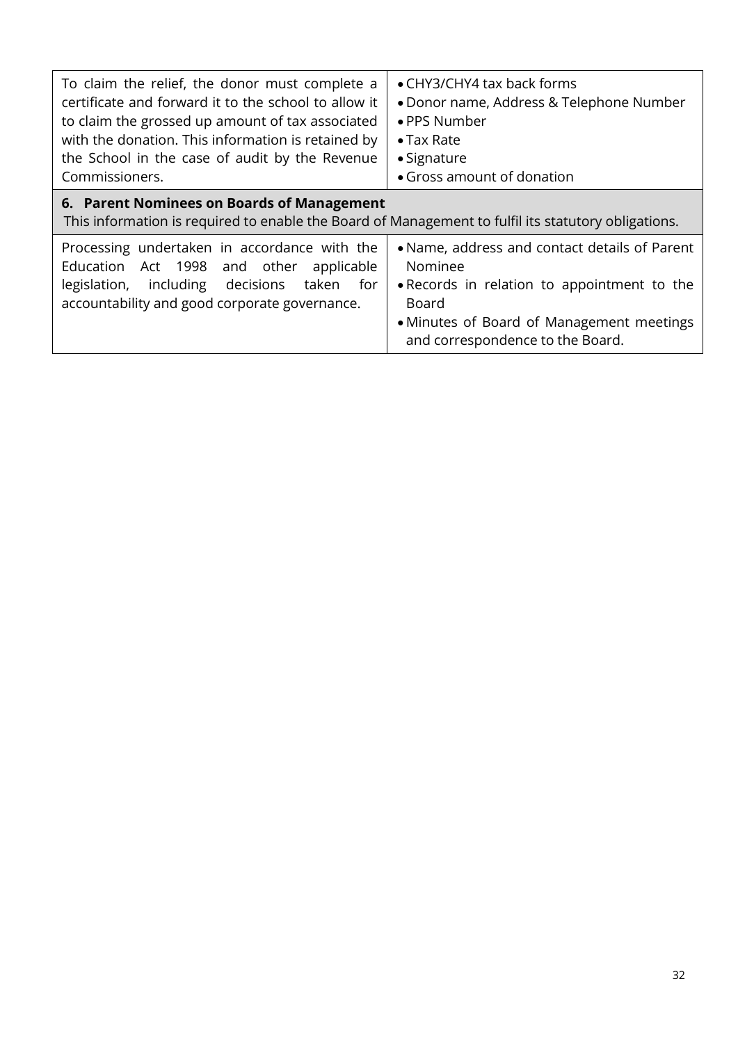| | |
|---|---|
| To claim the relief, the donor must complete a certificate and forward it to the school to allow it to claim the grossed up amount of tax associated with the donation. This information is retained by the School in the case of audit by the Revenue Commissioners. | • CHY3/CHY4 tax back forms<br>• Donor name, Address & Telephone Number<br>• PPS Number<br>• Tax Rate<br>• Signature<br>• Gross amount of donation |
| **6. Parent Nominees on Boards of Management**<br>This information is required to enable the Board of Management to fulfil its statutory obligations. | |
| Processing undertaken in accordance with the Education Act 1998 and other applicable legislation, including decisions taken for accountability and good corporate governance. | • Name, address and contact details of Parent Nominee<br>• Records in relation to appointment to the Board<br>• Minutes of Board of Management meetings and correspondence to the Board. |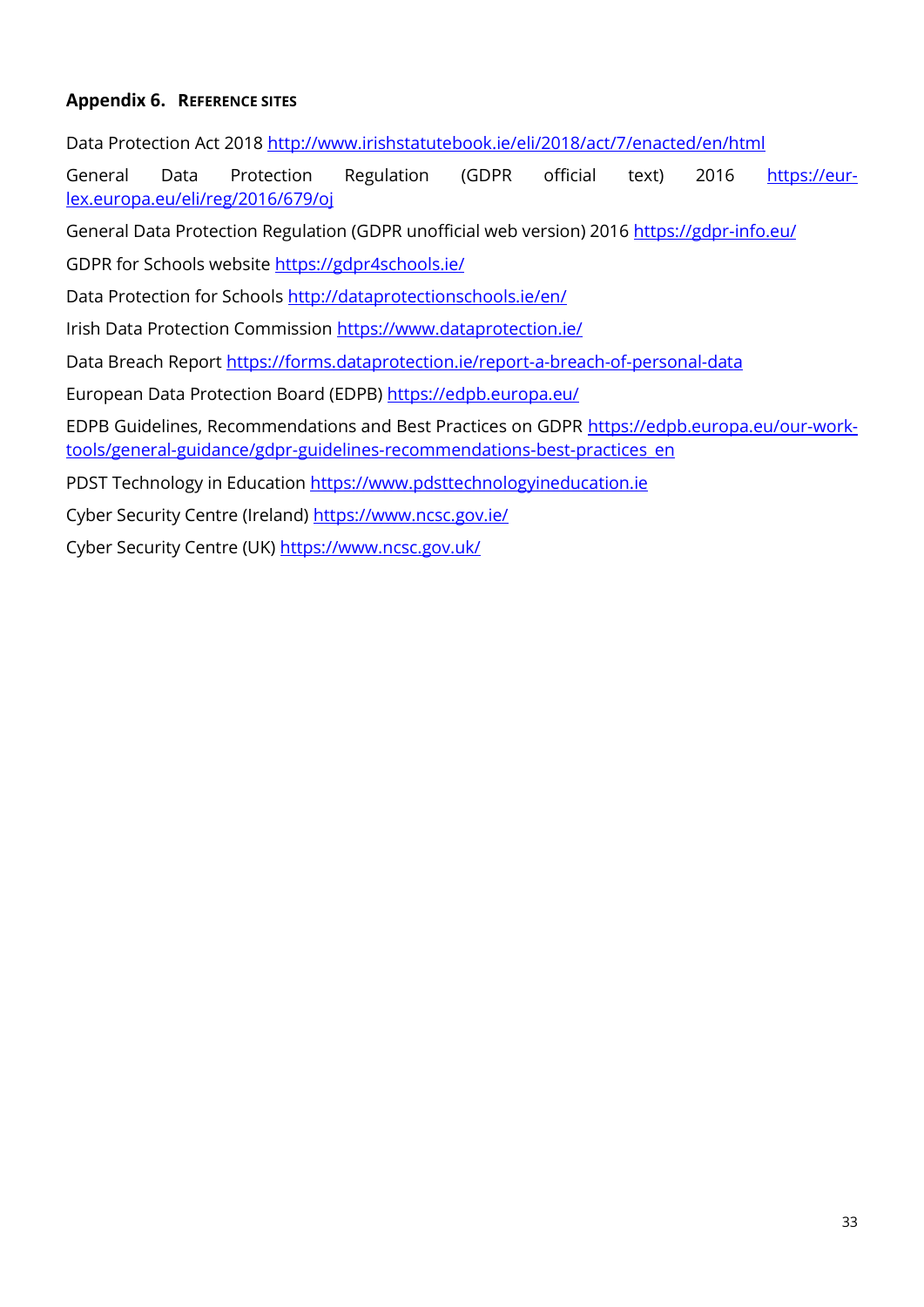## Appendix 6. Reference sites

Data Protection Act 2018 http://www.irishstatutebook.ie/eli/2018/act/7/enacted/en/html

General Data Protection Regulation (GDPR official text) 2016 https://eur-lex.europa.eu/eli/reg/2016/679/oj

General Data Protection Regulation (GDPR unofficial web version) 2016 https://gdpr-info.eu/

GDPR for Schools website https://gdpr4schools.ie/

Data Protection for Schools http://dataprotectionschools.ie/en/

Irish Data Protection Commission https://www.dataprotection.ie/

Data Breach Report https://forms.dataprotection.ie/report-a-breach-of-personal-data

European Data Protection Board (EDPB) https://edpb.europa.eu/

EDPB Guidelines, Recommendations and Best Practices on GDPR https://edpb.europa.eu/our-work-tools/general-guidance/gdpr-guidelines-recommendations-best-practices_en

PDST Technology in Education https://www.pdsttechnologyineducation.ie

Cyber Security Centre (Ireland) https://www.ncsc.gov.ie/

Cyber Security Centre (UK) https://www.ncsc.gov.uk/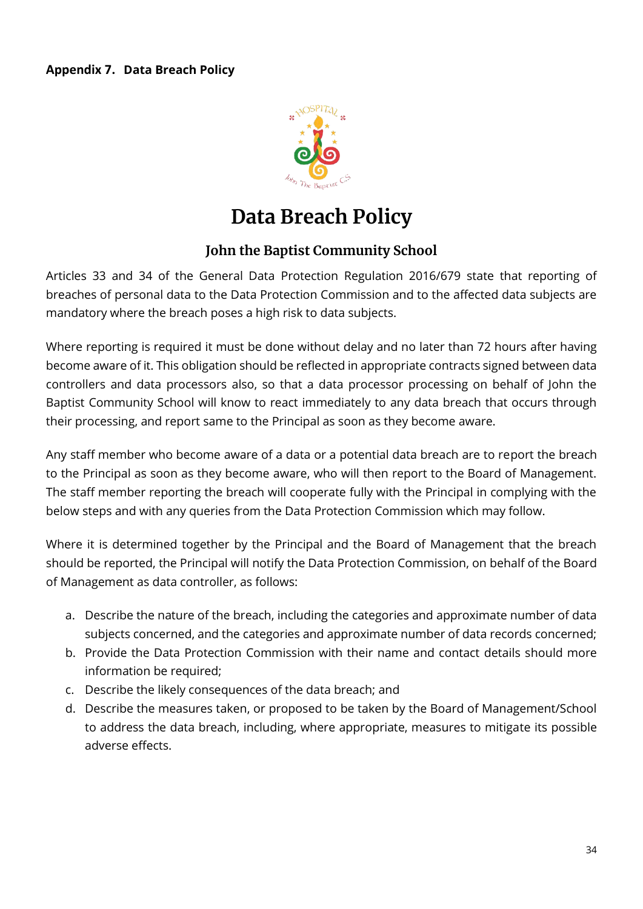**Appendix 7. Data Breach Policy**

# Data Breach Policy

## John the Baptist Community School

Articles 33 and 34 of the General Data Protection Regulation 2016/679 state that reporting of breaches of personal data to the Data Protection Commission and to the affected data subjects are mandatory where the breach poses a high risk to data subjects.

Where reporting is required it must be done without delay and no later than 72 hours after having become aware of it. This obligation should be reflected in appropriate contracts signed between data controllers and data processors also, so that a data processor processing on behalf of John the Baptist Community School will know to react immediately to any data breach that occurs through their processing, and report same to the Principal as soon as they become aware.

Any staff member who become aware of a data or a potential data breach are to report the breach to the Principal as soon as they become aware, who will then report to the Board of Management. The staff member reporting the breach will cooperate fully with the Principal in complying with the below steps and with any queries from the Data Protection Commission which may follow.

Where it is determined together by the Principal and the Board of Management that the breach should be reported, the Principal will notify the Data Protection Commission, on behalf of the Board of Management as data controller, as follows:

a. Describe the nature of the breach, including the categories and approximate number of data subjects concerned, and the categories and approximate number of data records concerned;
b. Provide the Data Protection Commission with their name and contact details should more information be required;
c. Describe the likely consequences of the data breach; and
d. Describe the measures taken, or proposed to be taken by the Board of Management/School to address the data breach, including, where appropriate, measures to mitigate its possible adverse effects.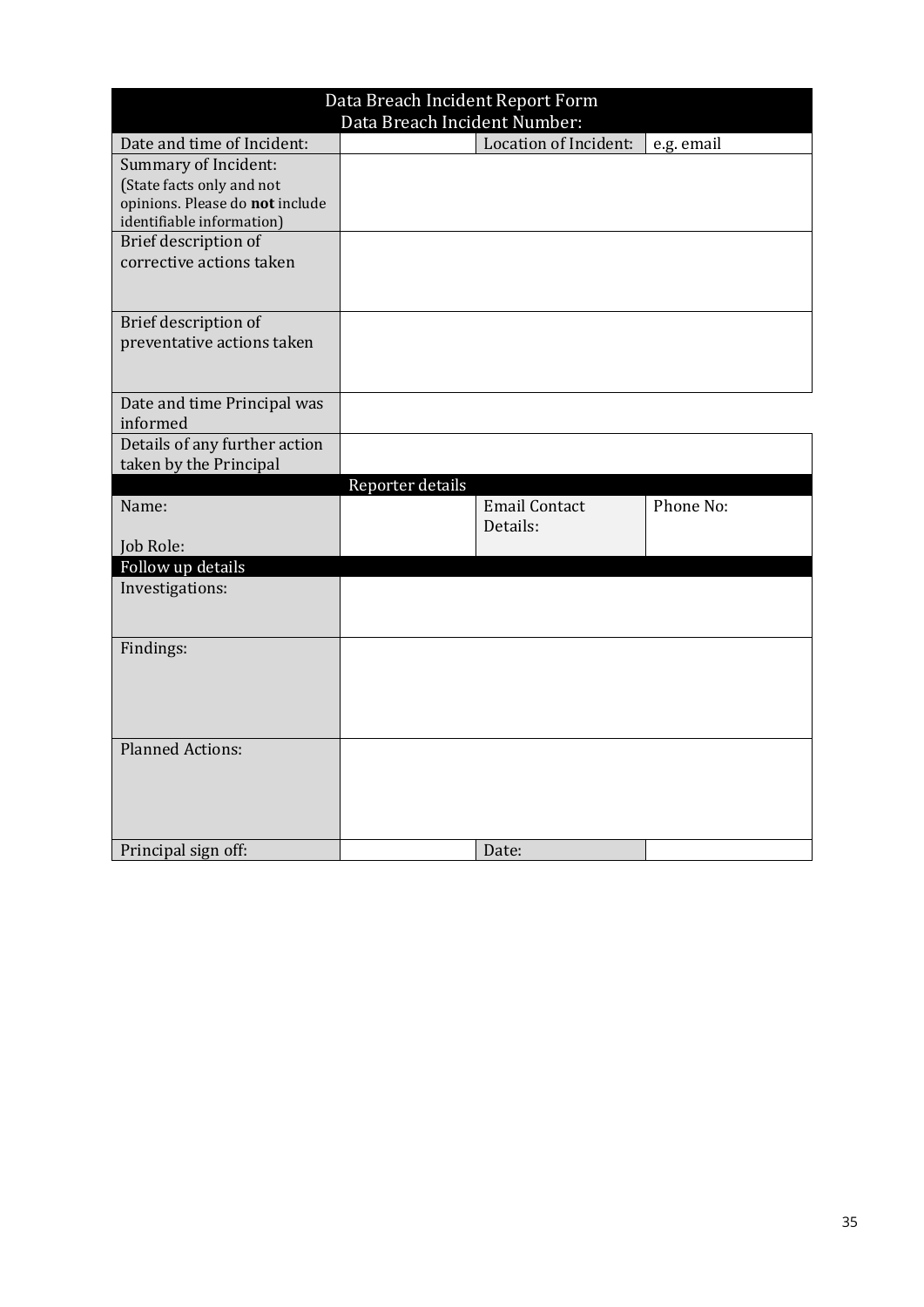| Data Breach Incident Report Form<br>Data Breach Incident Number: | | | |
|---|---|---|---|
| Date and time of Incident: | | Location of Incident: | e.g. email |
| Summary of Incident:<br>(State facts only and not opinions. Please do **not** include identifiable information) | | | |
| Brief description of corrective actions taken | | | |
| Brief description of preventative actions taken | | | |
| Date and time Principal was informed | | | |
| Details of any further action taken by the Principal | | | |
| | Reporter details | | |
| Name:<br><br>Job Role: | | Email Contact Details: | Phone No: |
| Follow up details | | | |
| Investigations: | | | |
| Findings: | | | |
| Planned Actions: | | | |
| Principal sign off: | | Date: | |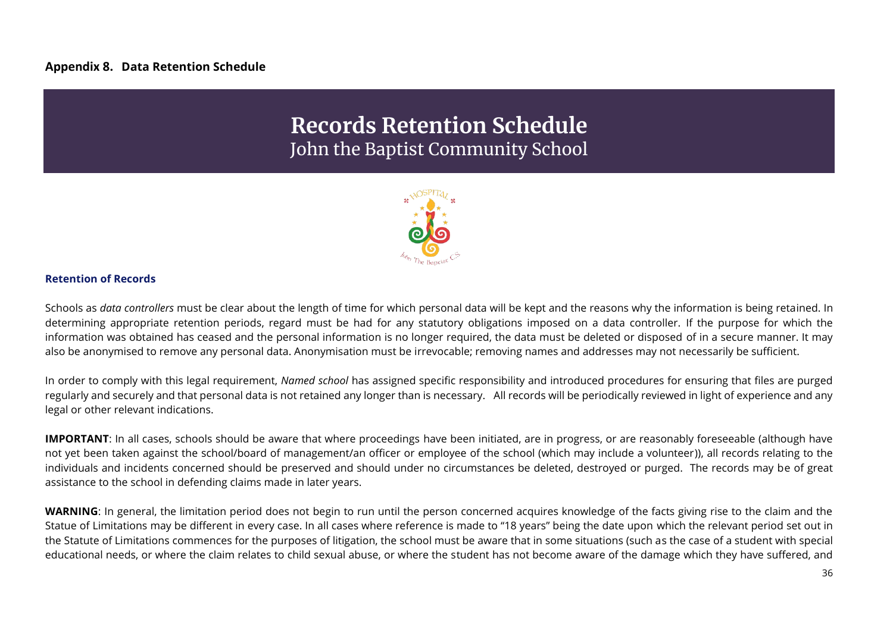**Appendix 8. Data Retention Schedule**

# Records Retention Schedule
John the Baptist Community School

### Retention of Records

Schools as *data controllers* must be clear about the length of time for which personal data will be kept and the reasons why the information is being retained. In determining appropriate retention periods, regard must be had for any statutory obligations imposed on a data controller. If the purpose for which the information was obtained has ceased and the personal information is no longer required, the data must be deleted or disposed of in a secure manner. It may also be anonymised to remove any personal data. Anonymisation must be irrevocable; removing names and addresses may not necessarily be sufficient.

In order to comply with this legal requirement, *Named school* has assigned specific responsibility and introduced procedures for ensuring that files are purged regularly and securely and that personal data is not retained any longer than is necessary. All records will be periodically reviewed in light of experience and any legal or other relevant indications.

**IMPORTANT**: In all cases, schools should be aware that where proceedings have been initiated, are in progress, or are reasonably foreseeable (although have not yet been taken against the school/board of management/an officer or employee of the school (which may include a volunteer)), all records relating to the individuals and incidents concerned should be preserved and should under no circumstances be deleted, destroyed or purged. The records may be of great assistance to the school in defending claims made in later years.

**WARNING**: In general, the limitation period does not begin to run until the person concerned acquires knowledge of the facts giving rise to the claim and the Statue of Limitations may be different in every case. In all cases where reference is made to "18 years" being the date upon which the relevant period set out in the Statute of Limitations commences for the purposes of litigation, the school must be aware that in some situations (such as the case of a student with special educational needs, or where the claim relates to child sexual abuse, or where the student has not become aware of the damage which they have suffered, and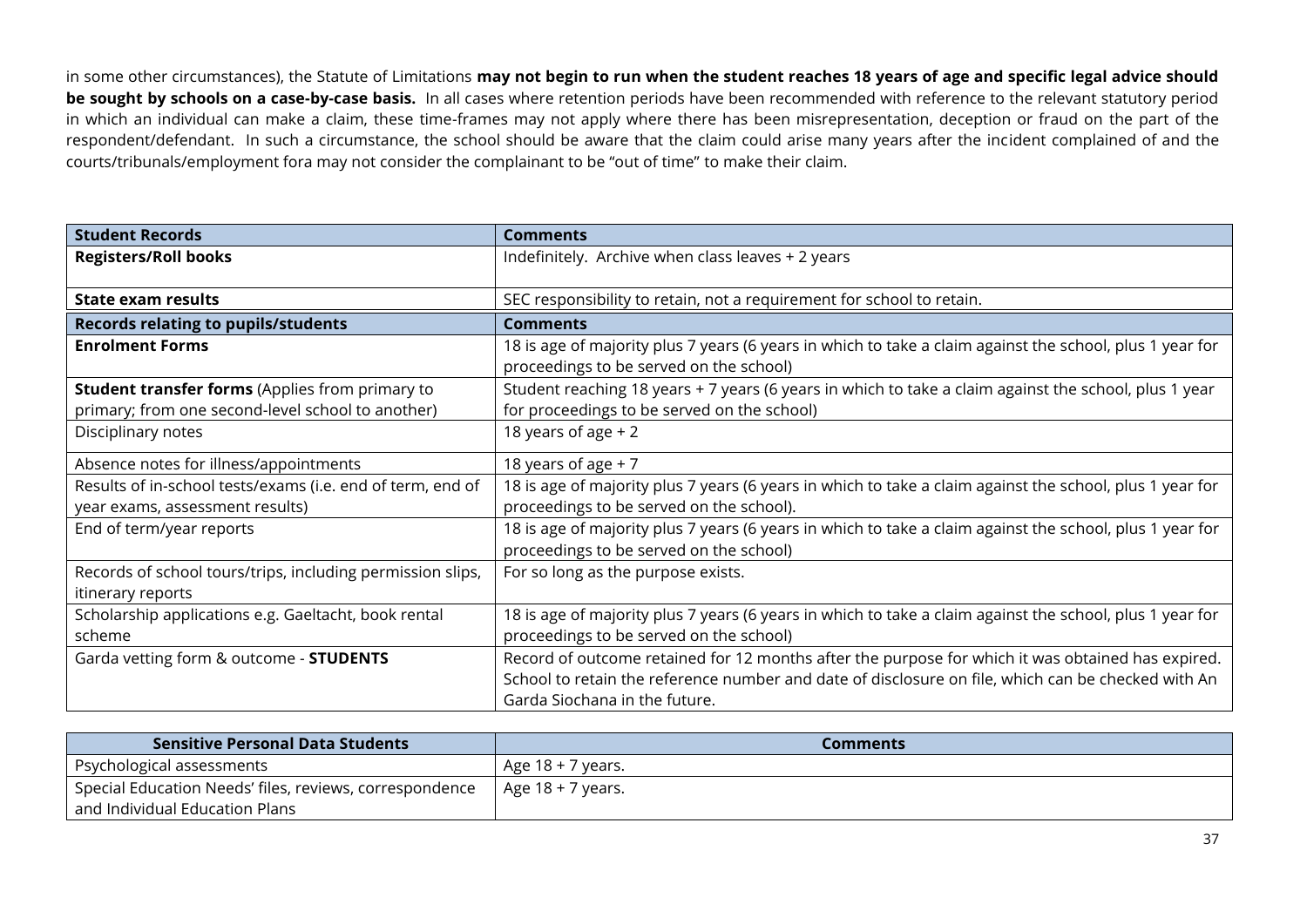in some other circumstances), the Statute of Limitations **may not begin to run when the student reaches 18 years of age and specific legal advice should be sought by schools on a case-by-case basis.** In all cases where retention periods have been recommended with reference to the relevant statutory period in which an individual can make a claim, these time-frames may not apply where there has been misrepresentation, deception or fraud on the part of the respondent/defendant. In such a circumstance, the school should be aware that the claim could arise many years after the incident complained of and the courts/tribunals/employment fora may not consider the complainant to be "out of time" to make their claim.

| **Student Records** | **Comments** |
|---|---|
| **Registers/Roll books** | Indefinitely. Archive when class leaves + 2 years |
| **State exam results** | SEC responsibility to retain, not a requirement for school to retain. |
| **Records relating to pupils/students** | **Comments** |
| **Enrolment Forms** | 18 is age of majority plus 7 years (6 years in which to take a claim against the school, plus 1 year for proceedings to be served on the school) |
| **Student transfer forms** (Applies from primary to primary; from one second-level school to another) | Student reaching 18 years + 7 years (6 years in which to take a claim against the school, plus 1 year for proceedings to be served on the school) |
| Disciplinary notes | 18 years of age + 2 |
| Absence notes for illness/appointments | 18 years of age + 7 |
| Results of in-school tests/exams (i.e. end of term, end of year exams, assessment results) | 18 is age of majority plus 7 years (6 years in which to take a claim against the school, plus 1 year for proceedings to be served on the school). |
| End of term/year reports | 18 is age of majority plus 7 years (6 years in which to take a claim against the school, plus 1 year for proceedings to be served on the school) |
| Records of school tours/trips, including permission slips, itinerary reports | For so long as the purpose exists. |
| Scholarship applications e.g. Gaeltacht, book rental scheme | 18 is age of majority plus 7 years (6 years in which to take a claim against the school, plus 1 year for proceedings to be served on the school) |
| Garda vetting form & outcome - **STUDENTS** | Record of outcome retained for 12 months after the purpose for which it was obtained has expired. School to retain the reference number and date of disclosure on file, which can be checked with An Garda Siochana in the future. |

| **Sensitive Personal Data Students** | **Comments** |
|---|---|
| Psychological assessments | Age 18 + 7 years. |
| Special Education Needs' files, reviews, correspondence and Individual Education Plans | Age 18 + 7 years. |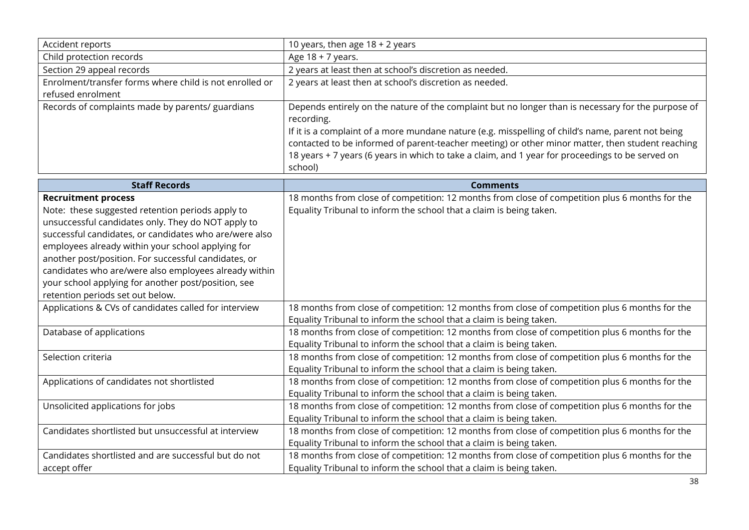| | |
|---|---|
| Accident reports | 10 years, then age 18 + 2 years |
| Child protection records | Age 18 + 7 years. |
| Section 29 appeal records | 2 years at least then at school's discretion as needed. |
| Enrolment/transfer forms where child is not enrolled or refused enrolment | 2 years at least then at school's discretion as needed. |
| Records of complaints made by parents/ guardians | Depends entirely on the nature of the complaint but no longer than is necessary for the purpose of recording.<br>If it is a complaint of a more mundane nature (e.g. misspelling of child's name, parent not being contacted to be informed of parent-teacher meeting) or other minor matter, then student reaching 18 years + 7 years (6 years in which to take a claim, and 1 year for proceedings to be served on school) |

| Staff Records | Comments |
|---|---|
| **Recruitment process**<br>Note: these suggested retention periods apply to unsuccessful candidates only. They do NOT apply to successful candidates, or candidates who are/were also employees already within your school applying for another post/position. For successful candidates, or candidates who are/were also employees already within your school applying for another post/position, see retention periods set out below. | 18 months from close of competition: 12 months from close of competition plus 6 months for the Equality Tribunal to inform the school that a claim is being taken. |
| Applications & CVs of candidates called for interview | 18 months from close of competition: 12 months from close of competition plus 6 months for the Equality Tribunal to inform the school that a claim is being taken. |
| Database of applications | 18 months from close of competition: 12 months from close of competition plus 6 months for the Equality Tribunal to inform the school that a claim is being taken. |
| Selection criteria | 18 months from close of competition: 12 months from close of competition plus 6 months for the Equality Tribunal to inform the school that a claim is being taken. |
| Applications of candidates not shortlisted | 18 months from close of competition: 12 months from close of competition plus 6 months for the Equality Tribunal to inform the school that a claim is being taken. |
| Unsolicited applications for jobs | 18 months from close of competition: 12 months from close of competition plus 6 months for the Equality Tribunal to inform the school that a claim is being taken. |
| Candidates shortlisted but unsuccessful at interview | 18 months from close of competition: 12 months from close of competition plus 6 months for the Equality Tribunal to inform the school that a claim is being taken. |
| Candidates shortlisted and are successful but do not accept offer | 18 months from close of competition: 12 months from close of competition plus 6 months for the Equality Tribunal to inform the school that a claim is being taken. |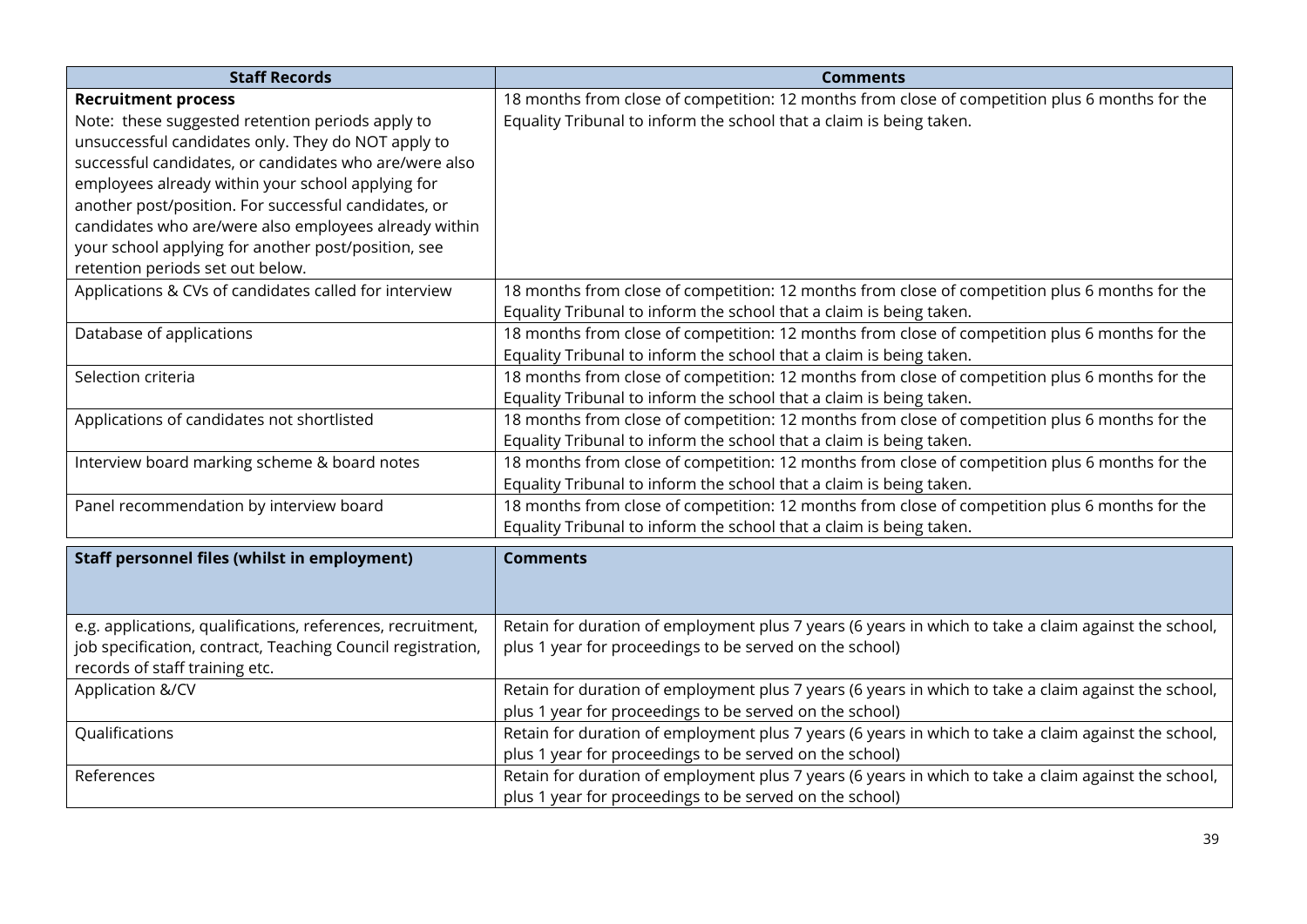| Staff Records | Comments |
|---|---|
| **Recruitment process**<br>Note: these suggested retention periods apply to unsuccessful candidates only. They do NOT apply to successful candidates, or candidates who are/were also employees already within your school applying for another post/position. For successful candidates, or candidates who are/were also employees already within your school applying for another post/position, see retention periods set out below. | 18 months from close of competition: 12 months from close of competition plus 6 months for the Equality Tribunal to inform the school that a claim is being taken. |
| Applications & CVs of candidates called for interview | 18 months from close of competition: 12 months from close of competition plus 6 months for the Equality Tribunal to inform the school that a claim is being taken. |
| Database of applications | 18 months from close of competition: 12 months from close of competition plus 6 months for the Equality Tribunal to inform the school that a claim is being taken. |
| Selection criteria | 18 months from close of competition: 12 months from close of competition plus 6 months for the Equality Tribunal to inform the school that a claim is being taken. |
| Applications of candidates not shortlisted | 18 months from close of competition: 12 months from close of competition plus 6 months for the Equality Tribunal to inform the school that a claim is being taken. |
| Interview board marking scheme & board notes | 18 months from close of competition: 12 months from close of competition plus 6 months for the Equality Tribunal to inform the school that a claim is being taken. |
| Panel recommendation by interview board | 18 months from close of competition: 12 months from close of competition plus 6 months for the Equality Tribunal to inform the school that a claim is being taken. |

| Staff personnel files (whilst in employment) | Comments |
|---|---|
| e.g. applications, qualifications, references, recruitment, job specification, contract, Teaching Council registration, records of staff training etc. | Retain for duration of employment plus 7 years (6 years in which to take a claim against the school, plus 1 year for proceedings to be served on the school) |
| Application &/CV | Retain for duration of employment plus 7 years (6 years in which to take a claim against the school, plus 1 year for proceedings to be served on the school) |
| Qualifications | Retain for duration of employment plus 7 years (6 years in which to take a claim against the school, plus 1 year for proceedings to be served on the school) |
| References | Retain for duration of employment plus 7 years (6 years in which to take a claim against the school, plus 1 year for proceedings to be served on the school) |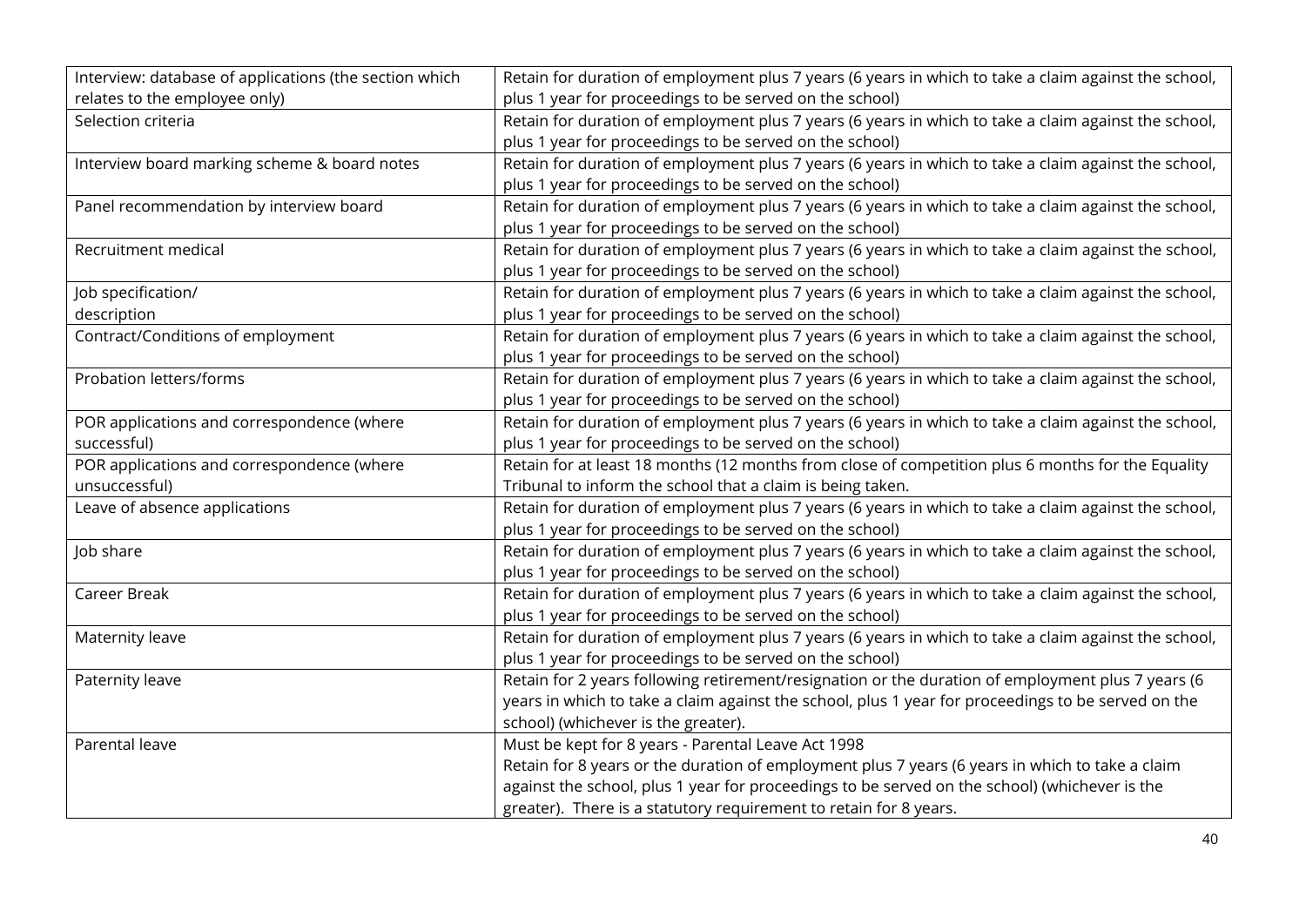| Interview: database of applications (the section which relates to the employee only) | Retain for duration of employment plus 7 years (6 years in which to take a claim against the school, plus 1 year for proceedings to be served on the school) |
|---|---|
| Selection criteria | Retain for duration of employment plus 7 years (6 years in which to take a claim against the school, plus 1 year for proceedings to be served on the school) |
| Interview board marking scheme & board notes | Retain for duration of employment plus 7 years (6 years in which to take a claim against the school, plus 1 year for proceedings to be served on the school) |
| Panel recommendation by interview board | Retain for duration of employment plus 7 years (6 years in which to take a claim against the school, plus 1 year for proceedings to be served on the school) |
| Recruitment medical | Retain for duration of employment plus 7 years (6 years in which to take a claim against the school, plus 1 year for proceedings to be served on the school) |
| Job specification/ description | Retain for duration of employment plus 7 years (6 years in which to take a claim against the school, plus 1 year for proceedings to be served on the school) |
| Contract/Conditions of employment | Retain for duration of employment plus 7 years (6 years in which to take a claim against the school, plus 1 year for proceedings to be served on the school) |
| Probation letters/forms | Retain for duration of employment plus 7 years (6 years in which to take a claim against the school, plus 1 year for proceedings to be served on the school) |
| POR applications and correspondence (where successful) | Retain for duration of employment plus 7 years (6 years in which to take a claim against the school, plus 1 year for proceedings to be served on the school) |
| POR applications and correspondence (where unsuccessful) | Retain for at least 18 months (12 months from close of competition plus 6 months for the Equality Tribunal to inform the school that a claim is being taken. |
| Leave of absence applications | Retain for duration of employment plus 7 years (6 years in which to take a claim against the school, plus 1 year for proceedings to be served on the school) |
| Job share | Retain for duration of employment plus 7 years (6 years in which to take a claim against the school, plus 1 year for proceedings to be served on the school) |
| Career Break | Retain for duration of employment plus 7 years (6 years in which to take a claim against the school, plus 1 year for proceedings to be served on the school) |
| Maternity leave | Retain for duration of employment plus 7 years (6 years in which to take a claim against the school, plus 1 year for proceedings to be served on the school) |
| Paternity leave | Retain for 2 years following retirement/resignation or the duration of employment plus 7 years (6 years in which to take a claim against the school, plus 1 year for proceedings to be served on the school) (whichever is the greater). |
| Parental leave | Must be kept for 8 years - Parental Leave Act 1998<br>Retain for 8 years or the duration of employment plus 7 years (6 years in which to take a claim against the school, plus 1 year for proceedings to be served on the school) (whichever is the greater). There is a statutory requirement to retain for 8 years. |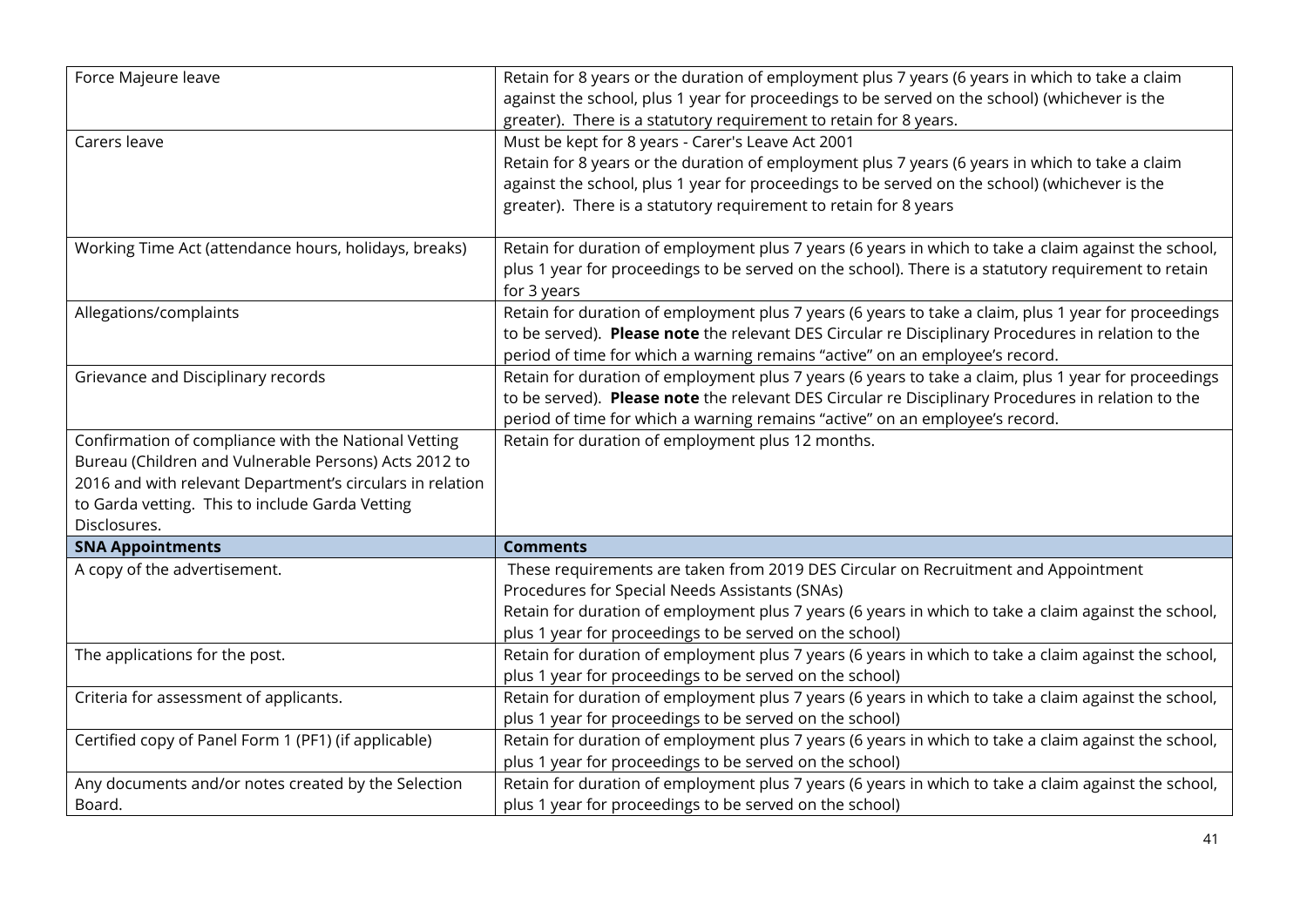| | |
|---|---|
| Force Majeure leave | Retain for 8 years or the duration of employment plus 7 years (6 years in which to take a claim against the school, plus 1 year for proceedings to be served on the school) (whichever is the greater). There is a statutory requirement to retain for 8 years. |
| Carers leave | Must be kept for 8 years - Carer's Leave Act 2001<br>Retain for 8 years or the duration of employment plus 7 years (6 years in which to take a claim against the school, plus 1 year for proceedings to be served on the school) (whichever is the greater). There is a statutory requirement to retain for 8 years |
| Working Time Act (attendance hours, holidays, breaks) | Retain for duration of employment plus 7 years (6 years in which to take a claim against the school, plus 1 year for proceedings to be served on the school). There is a statutory requirement to retain for 3 years |
| Allegations/complaints | Retain for duration of employment plus 7 years (6 years to take a claim, plus 1 year for proceedings to be served). **Please note** the relevant DES Circular re Disciplinary Procedures in relation to the period of time for which a warning remains "active" on an employee's record. |
| Grievance and Disciplinary records | Retain for duration of employment plus 7 years (6 years to take a claim, plus 1 year for proceedings to be served). **Please note** the relevant DES Circular re Disciplinary Procedures in relation to the period of time for which a warning remains "active" on an employee's record. |
| Confirmation of compliance with the National Vetting Bureau (Children and Vulnerable Persons) Acts 2012 to 2016 and with relevant Department's circulars in relation to Garda vetting. This to include Garda Vetting Disclosures. | Retain for duration of employment plus 12 months. |
| **SNA Appointments** | **Comments** |
| A copy of the advertisement. | These requirements are taken from 2019 DES Circular on Recruitment and Appointment Procedures for Special Needs Assistants (SNAs)<br>Retain for duration of employment plus 7 years (6 years in which to take a claim against the school, plus 1 year for proceedings to be served on the school) |
| The applications for the post. | Retain for duration of employment plus 7 years (6 years in which to take a claim against the school, plus 1 year for proceedings to be served on the school) |
| Criteria for assessment of applicants. | Retain for duration of employment plus 7 years (6 years in which to take a claim against the school, plus 1 year for proceedings to be served on the school) |
| Certified copy of Panel Form 1 (PF1) (if applicable) | Retain for duration of employment plus 7 years (6 years in which to take a claim against the school, plus 1 year for proceedings to be served on the school) |
| Any documents and/or notes created by the Selection Board. | Retain for duration of employment plus 7 years (6 years in which to take a claim against the school, plus 1 year for proceedings to be served on the school) |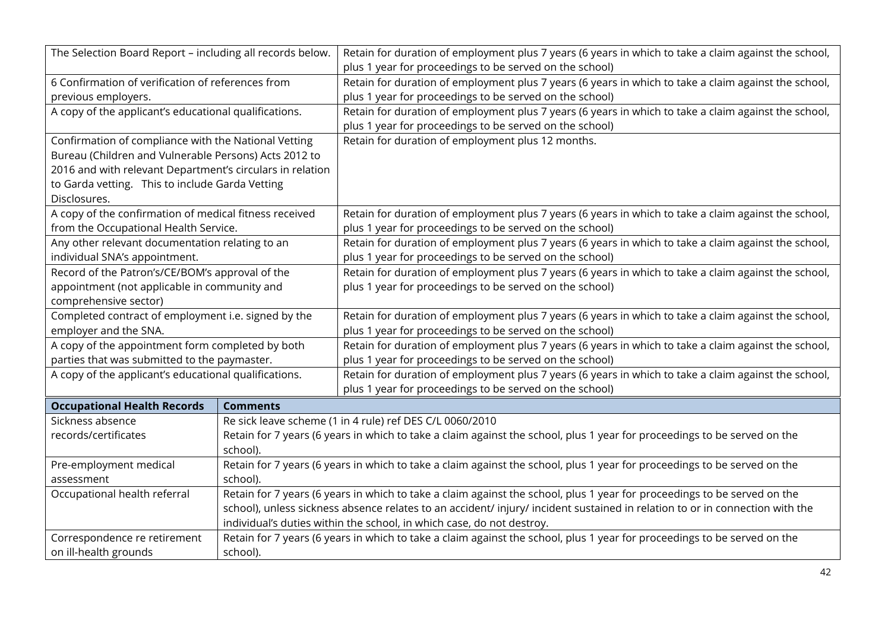| | |
|---|---|
| The Selection Board Report – including all records below. | Retain for duration of employment plus 7 years (6 years in which to take a claim against the school, plus 1 year for proceedings to be served on the school) |
| 6 Confirmation of verification of references from previous employers. | Retain for duration of employment plus 7 years (6 years in which to take a claim against the school, plus 1 year for proceedings to be served on the school) |
| A copy of the applicant's educational qualifications. | Retain for duration of employment plus 7 years (6 years in which to take a claim against the school, plus 1 year for proceedings to be served on the school) |
| Confirmation of compliance with the National Vetting Bureau (Children and Vulnerable Persons) Acts 2012 to 2016 and with relevant Department's circulars in relation to Garda vetting. This to include Garda Vetting Disclosures. | Retain for duration of employment plus 12 months. |
| A copy of the confirmation of medical fitness received from the Occupational Health Service. | Retain for duration of employment plus 7 years (6 years in which to take a claim against the school, plus 1 year for proceedings to be served on the school) |
| Any other relevant documentation relating to an individual SNA's appointment. | Retain for duration of employment plus 7 years (6 years in which to take a claim against the school, plus 1 year for proceedings to be served on the school) |
| Record of the Patron's/CE/BOM's approval of the appointment (not applicable in community and comprehensive sector) | Retain for duration of employment plus 7 years (6 years in which to take a claim against the school, plus 1 year for proceedings to be served on the school) |
| Completed contract of employment i.e. signed by the employer and the SNA. | Retain for duration of employment plus 7 years (6 years in which to take a claim against the school, plus 1 year for proceedings to be served on the school) |
| A copy of the appointment form completed by both parties that was submitted to the paymaster. | Retain for duration of employment plus 7 years (6 years in which to take a claim against the school, plus 1 year for proceedings to be served on the school) |
| A copy of the applicant's educational qualifications. | Retain for duration of employment plus 7 years (6 years in which to take a claim against the school, plus 1 year for proceedings to be served on the school) |

| **Occupational Health Records** | **Comments** |
|---|---|
| Sickness absence records/certificates | Re sick leave scheme (1 in 4 rule) ref DES C/L 0060/2010<br>Retain for 7 years (6 years in which to take a claim against the school, plus 1 year for proceedings to be served on the school). |
| Pre-employment medical assessment | Retain for 7 years (6 years in which to take a claim against the school, plus 1 year for proceedings to be served on the school). |
| Occupational health referral | Retain for 7 years (6 years in which to take a claim against the school, plus 1 year for proceedings to be served on the school), unless sickness absence relates to an accident/ injury/ incident sustained in relation to or in connection with the individual's duties within the school, in which case, do not destroy. |
| Correspondence re retirement on ill-health grounds | Retain for 7 years (6 years in which to take a claim against the school, plus 1 year for proceedings to be served on the school). |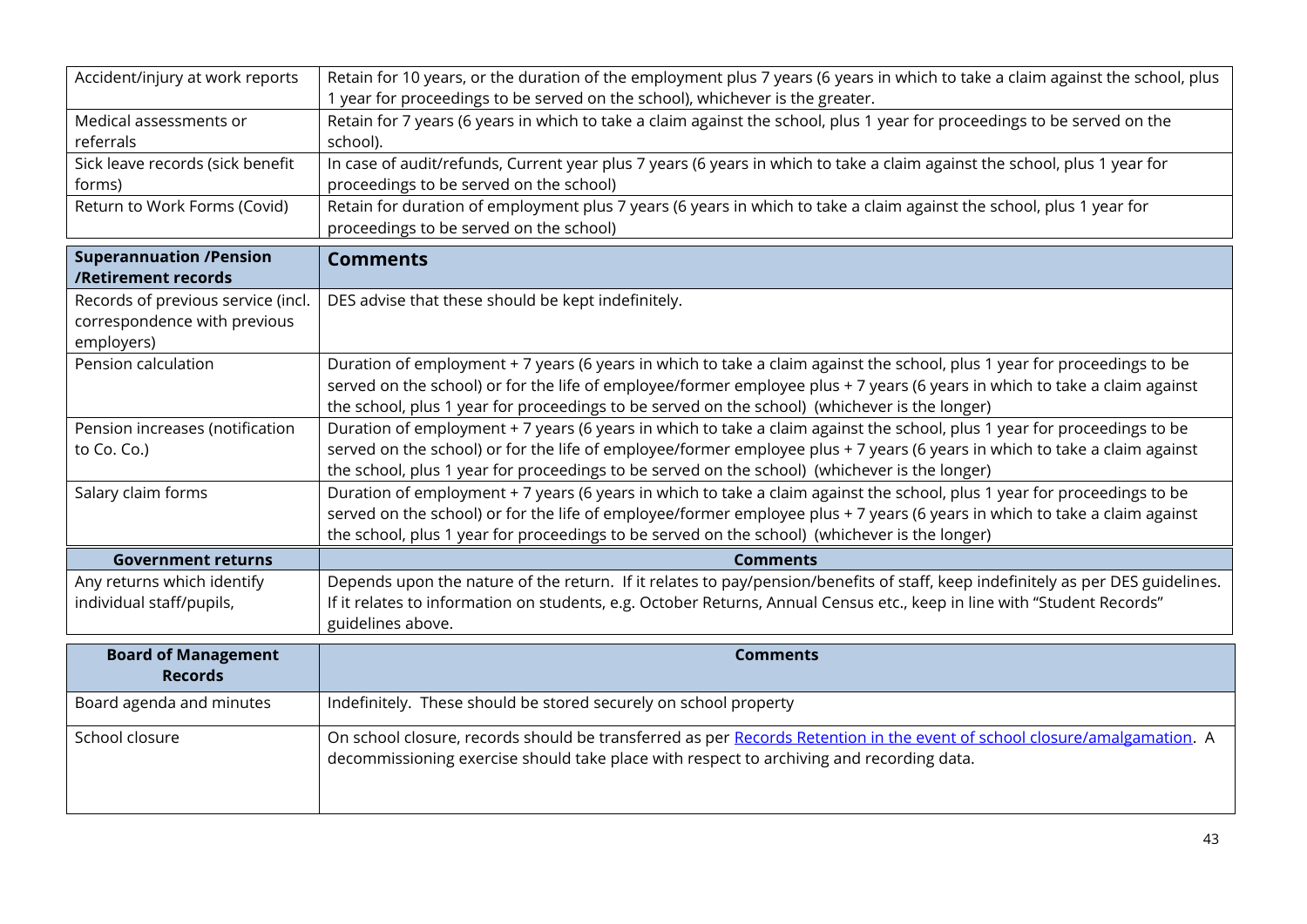| | |
|---|---|
| Accident/injury at work reports | Retain for 10 years, or the duration of the employment plus 7 years (6 years in which to take a claim against the school, plus 1 year for proceedings to be served on the school), whichever is the greater. |
| Medical assessments or referrals | Retain for 7 years (6 years in which to take a claim against the school, plus 1 year for proceedings to be served on the school). |
| Sick leave records (sick benefit forms) | In case of audit/refunds, Current year plus 7 years (6 years in which to take a claim against the school, plus 1 year for proceedings to be served on the school) |
| Return to Work Forms (Covid) | Retain for duration of employment plus 7 years (6 years in which to take a claim against the school, plus 1 year for proceedings to be served on the school) |

| **Superannuation /Pension /Retirement records** | **Comments** |
|---|---|
| Records of previous service (incl. correspondence with previous employers) | DES advise that these should be kept indefinitely. |
| Pension calculation | Duration of employment + 7 years (6 years in which to take a claim against the school, plus 1 year for proceedings to be served on the school) or for the life of employee/former employee plus + 7 years (6 years in which to take a claim against the school, plus 1 year for proceedings to be served on the school) (whichever is the longer) |
| Pension increases (notification to Co. Co.) | Duration of employment + 7 years (6 years in which to take a claim against the school, plus 1 year for proceedings to be served on the school) or for the life of employee/former employee plus + 7 years (6 years in which to take a claim against the school, plus 1 year for proceedings to be served on the school) (whichever is the longer) |
| Salary claim forms | Duration of employment + 7 years (6 years in which to take a claim against the school, plus 1 year for proceedings to be served on the school) or for the life of employee/former employee plus + 7 years (6 years in which to take a claim against the school, plus 1 year for proceedings to be served on the school) (whichever is the longer) |

| **Government returns** | **Comments** |
|---|---|
| Any returns which identify individual staff/pupils, | Depends upon the nature of the return. If it relates to pay/pension/benefits of staff, keep indefinitely as per DES guidelines. If it relates to information on students, e.g. October Returns, Annual Census etc., keep in line with "Student Records" guidelines above. |

| **Board of Management Records** | **Comments** |
|---|---|
| Board agenda and minutes | Indefinitely. These should be stored securely on school property |
| School closure | On school closure, records should be transferred as per Records Retention in the event of school closure/amalgamation. A decommissioning exercise should take place with respect to archiving and recording data. |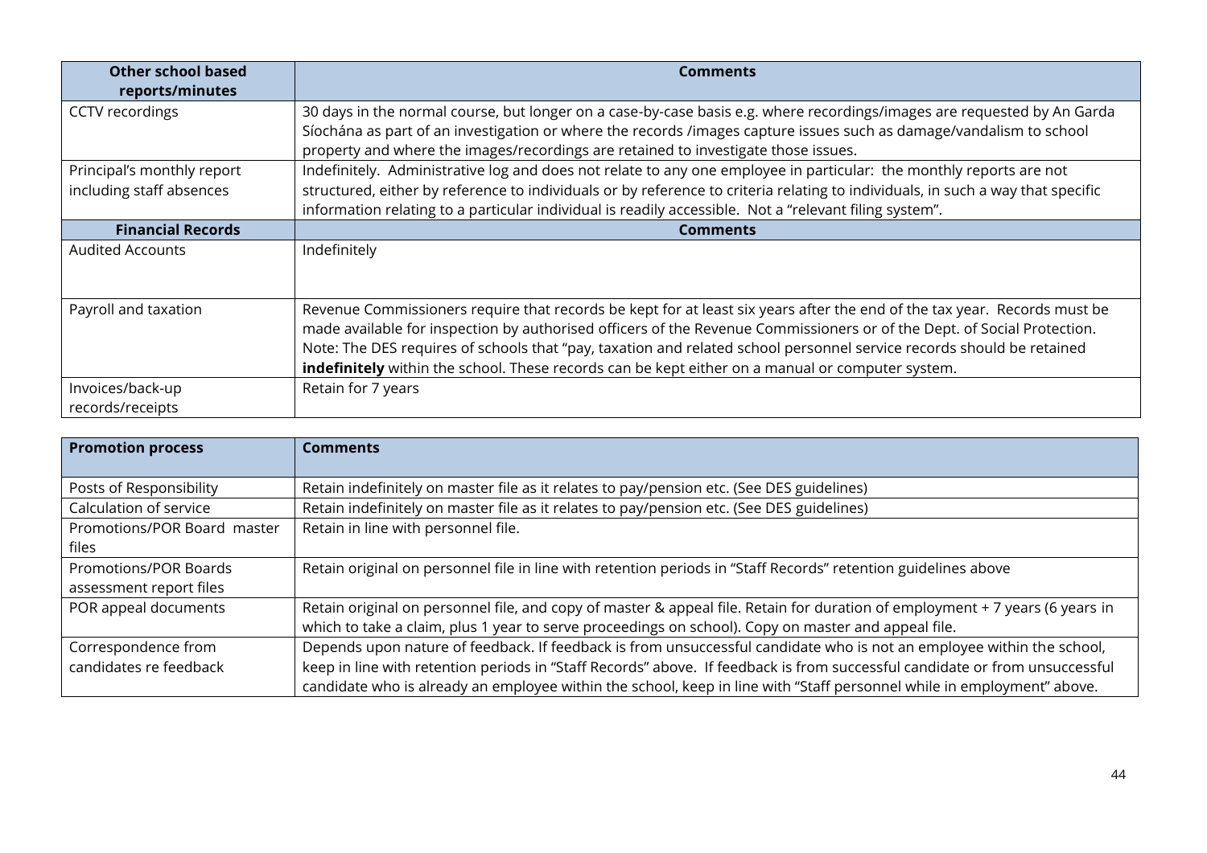| Other school based reports/minutes | Comments |
|---|---|
| CCTV recordings | 30 days in the normal course, but longer on a case-by-case basis e.g. where recordings/images are requested by An Garda Síochána as part of an investigation or where the records /images capture issues such as damage/vandalism to school property and where the images/recordings are retained to investigate those issues. |
| Principal's monthly report including staff absences | Indefinitely. Administrative log and does not relate to any one employee in particular: the monthly reports are not structured, either by reference to individuals or by reference to criteria relating to individuals, in such a way that specific information relating to a particular individual is readily accessible. Not a "relevant filing system". |
| **Financial Records** | **Comments** |
| Audited Accounts | Indefinitely |
| Payroll and taxation | Revenue Commissioners require that records be kept for at least six years after the end of the tax year. Records must be made available for inspection by authorised officers of the Revenue Commissioners or of the Dept. of Social Protection. Note: The DES requires of schools that "pay, taxation and related school personnel service records should be retained **indefinitely** within the school. These records can be kept either on a manual or computer system. |
| Invoices/back-up records/receipts | Retain for 7 years |

| Promotion process | Comments |
|---|---|
| Posts of Responsibility | Retain indefinitely on master file as it relates to pay/pension etc. (See DES guidelines) |
| Calculation of service | Retain indefinitely on master file as it relates to pay/pension etc. (See DES guidelines) |
| Promotions/POR Board master files | Retain in line with personnel file. |
| Promotions/POR Boards assessment report files | Retain original on personnel file in line with retention periods in "Staff Records" retention guidelines above |
| POR appeal documents | Retain original on personnel file, and copy of master & appeal file. Retain for duration of employment + 7 years (6 years in which to take a claim, plus 1 year to serve proceedings on school). Copy on master and appeal file. |
| Correspondence from candidates re feedback | Depends upon nature of feedback. If feedback is from unsuccessful candidate who is not an employee within the school, keep in line with retention periods in "Staff Records" above. If feedback is from successful candidate or from unsuccessful candidate who is already an employee within the school, keep in line with "Staff personnel while in employment" above. |